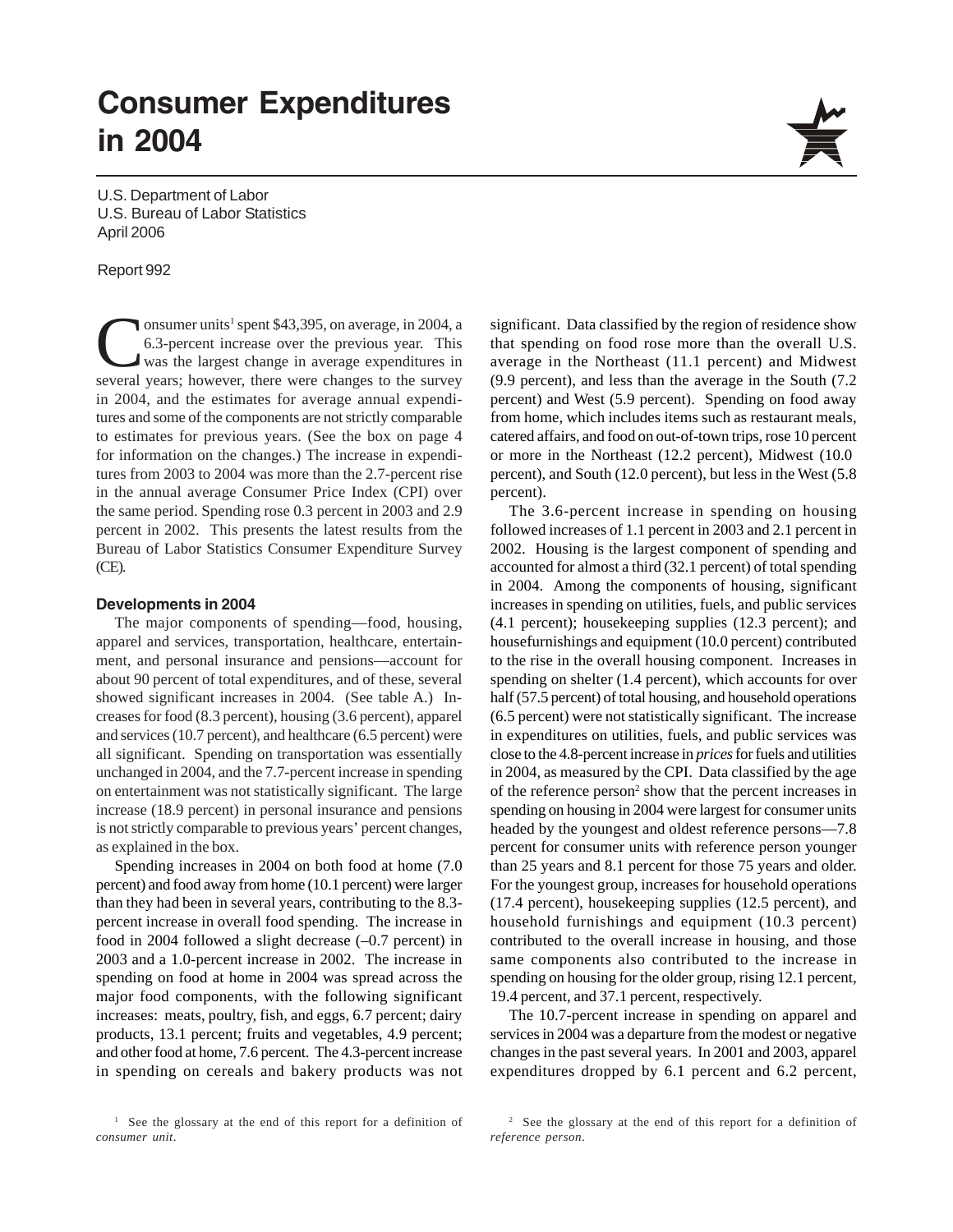# Consumer Expenditures in 2004

U.S. Department of Labor
U.S. Bureau of Labor Statistics
April 2006

Report 992

Consumer units[1] spent $43,395, on average, in 2004, a 6.3-percent increase over the previous year. This was the largest change in average expenditures in several years; however, there were changes to the survey in 2004, and the estimates for average annual expenditures and some of the components are not strictly comparable to estimates for previous years. (See the box on page 4 for information on the changes.) The increase in expenditures from 2003 to 2004 was more than the 2.7-percent rise in the annual average Consumer Price Index (CPI) over the same period. Spending rose 0.3 percent in 2003 and 2.9 percent in 2002. This presents the latest results from the Bureau of Labor Statistics Consumer Expenditure Survey (CE).

### Developments in 2004

The major components of spending—food, housing, apparel and services, transportation, healthcare, entertainment, and personal insurance and pensions—account for about 90 percent of total expenditures, and of these, several showed significant increases in 2004. (See table A.) Increases for food (8.3 percent), housing (3.6 percent), apparel and services (10.7 percent), and healthcare (6.5 percent) were all significant. Spending on transportation was essentially unchanged in 2004, and the 7.7-percent increase in spending on entertainment was not statistically significant. The large increase (18.9 percent) in personal insurance and pensions is not strictly comparable to previous years' percent changes, as explained in the box.

Spending increases in 2004 on both food at home (7.0 percent) and food away from home (10.1 percent) were larger than they had been in several years, contributing to the 8.3-percent increase in overall food spending. The increase in food in 2004 followed a slight decrease (–0.7 percent) in 2003 and a 1.0-percent increase in 2002. The increase in spending on food at home in 2004 was spread across the major food components, with the following significant increases: meats, poultry, fish, and eggs, 6.7 percent; dairy products, 13.1 percent; fruits and vegetables, 4.9 percent; and other food at home, 7.6 percent. The 4.3-percent increase in spending on cereals and bakery products was not significant. Data classified by the region of residence show that spending on food rose more than the overall U.S. average in the Northeast (11.1 percent) and Midwest (9.9 percent), and less than the average in the South (7.2 percent) and West (5.9 percent). Spending on food away from home, which includes items such as restaurant meals, catered affairs, and food on out-of-town trips, rose 10 percent or more in the Northeast (12.2 percent), Midwest (10.0 percent), and South (12.0 percent), but less in the West (5.8 percent).

The 3.6-percent increase in spending on housing followed increases of 1.1 percent in 2003 and 2.1 percent in 2002. Housing is the largest component of spending and accounted for almost a third (32.1 percent) of total spending in 2004. Among the components of housing, significant increases in spending on utilities, fuels, and public services (4.1 percent); housekeeping supplies (12.3 percent); and housefurnishings and equipment (10.0 percent) contributed to the rise in the overall housing component. Increases in spending on shelter (1.4 percent), which accounts for over half (57.5 percent) of total housing, and household operations (6.5 percent) were not statistically significant. The increase in expenditures on utilities, fuels, and public services was close to the 4.8-percent increase in *prices* for fuels and utilities in 2004, as measured by the CPI. Data classified by the age of the reference person[2] show that the percent increases in spending on housing in 2004 were largest for consumer units headed by the youngest and oldest reference persons—7.8 percent for consumer units with reference person younger than 25 years and 8.1 percent for those 75 years and older. For the youngest group, increases for household operations (17.4 percent), housekeeping supplies (12.5 percent), and household furnishings and equipment (10.3 percent) contributed to the overall increase in housing, and those same components also contributed to the increase in spending on housing for the older group, rising 12.1 percent, 19.4 percent, and 37.1 percent, respectively.

The 10.7-percent increase in spending on apparel and services in 2004 was a departure from the modest or negative changes in the past several years. In 2001 and 2003, apparel expenditures dropped by 6.1 percent and 6.2 percent,

[1] See the glossary at the end of this report for a definition of *consumer unit*.

[2] See the glossary at the end of this report for a definition of *reference person*.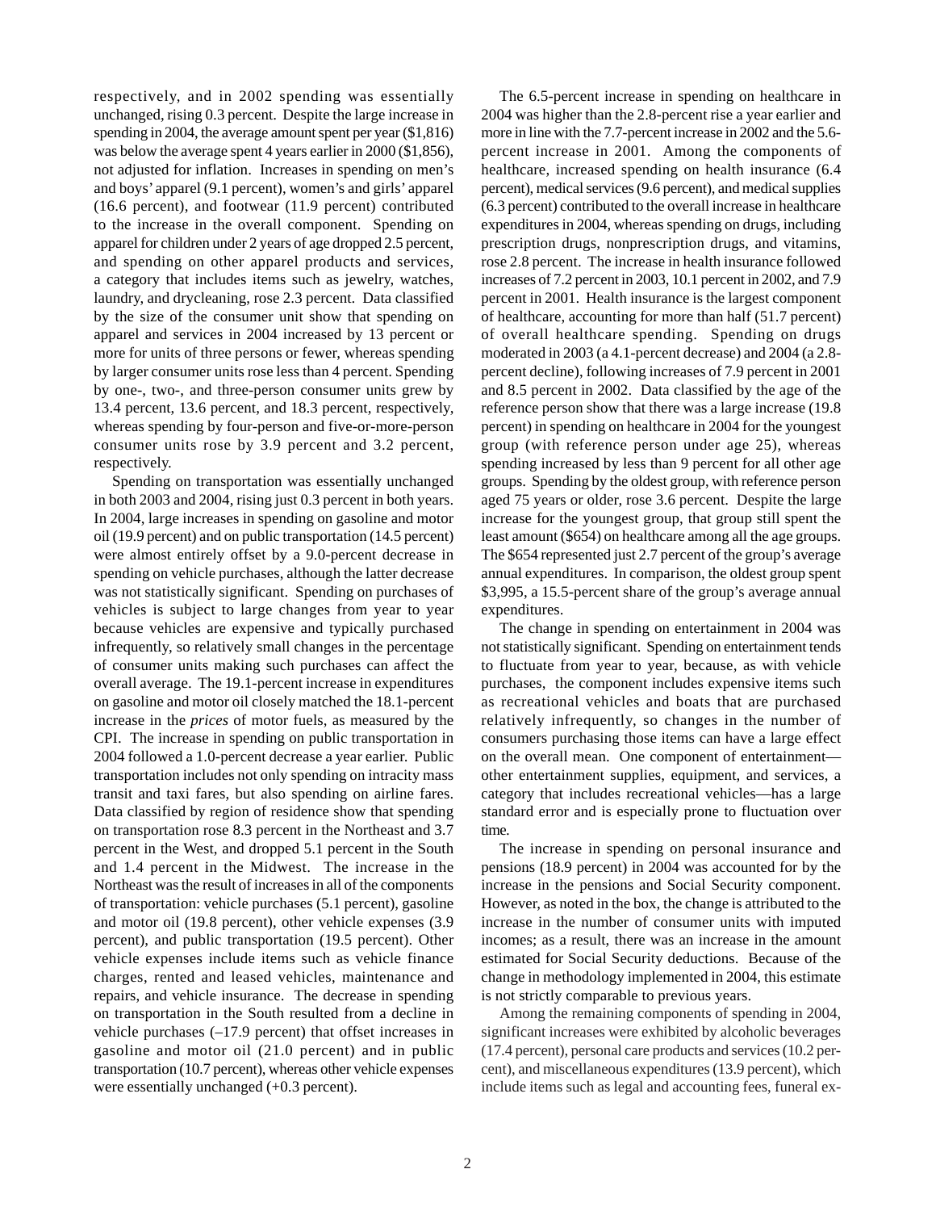respectively, and in 2002 spending was essentially unchanged, rising 0.3 percent. Despite the large increase in spending in 2004, the average amount spent per year ($1,816) was below the average spent 4 years earlier in 2000 ($1,856), not adjusted for inflation. Increases in spending on men's and boys' apparel (9.1 percent), women's and girls' apparel (16.6 percent), and footwear (11.9 percent) contributed to the increase in the overall component. Spending on apparel for children under 2 years of age dropped 2.5 percent, and spending on other apparel products and services, a category that includes items such as jewelry, watches, laundry, and drycleaning, rose 2.3 percent. Data classified by the size of the consumer unit show that spending on apparel and services in 2004 increased by 13 percent or more for units of three persons or fewer, whereas spending by larger consumer units rose less than 4 percent. Spending by one-, two-, and three-person consumer units grew by 13.4 percent, 13.6 percent, and 18.3 percent, respectively, whereas spending by four-person and five-or-more-person consumer units rose by 3.9 percent and 3.2 percent, respectively.

Spending on transportation was essentially unchanged in both 2003 and 2004, rising just 0.3 percent in both years. In 2004, large increases in spending on gasoline and motor oil (19.9 percent) and on public transportation (14.5 percent) were almost entirely offset by a 9.0-percent decrease in spending on vehicle purchases, although the latter decrease was not statistically significant. Spending on purchases of vehicles is subject to large changes from year to year because vehicles are expensive and typically purchased infrequently, so relatively small changes in the percentage of consumer units making such purchases can affect the overall average. The 19.1-percent increase in expenditures on gasoline and motor oil closely matched the 18.1-percent increase in the *prices* of motor fuels, as measured by the CPI. The increase in spending on public transportation in 2004 followed a 1.0-percent decrease a year earlier. Public transportation includes not only spending on intracity mass transit and taxi fares, but also spending on airline fares. Data classified by region of residence show that spending on transportation rose 8.3 percent in the Northeast and 3.7 percent in the West, and dropped 5.1 percent in the South and 1.4 percent in the Midwest. The increase in the Northeast was the result of increases in all of the components of transportation: vehicle purchases (5.1 percent), gasoline and motor oil (19.8 percent), other vehicle expenses (3.9 percent), and public transportation (19.5 percent). Other vehicle expenses include items such as vehicle finance charges, rented and leased vehicles, maintenance and repairs, and vehicle insurance. The decrease in spending on transportation in the South resulted from a decline in vehicle purchases (–17.9 percent) that offset increases in gasoline and motor oil (21.0 percent) and in public transportation (10.7 percent), whereas other vehicle expenses were essentially unchanged (+0.3 percent).

The 6.5-percent increase in spending on healthcare in 2004 was higher than the 2.8-percent rise a year earlier and more in line with the 7.7-percent increase in 2002 and the 5.6-percent increase in 2001. Among the components of healthcare, increased spending on health insurance (6.4 percent), medical services (9.6 percent), and medical supplies (6.3 percent) contributed to the overall increase in healthcare expenditures in 2004, whereas spending on drugs, including prescription drugs, nonprescription drugs, and vitamins, rose 2.8 percent. The increase in health insurance followed increases of 7.2 percent in 2003, 10.1 percent in 2002, and 7.9 percent in 2001. Health insurance is the largest component of healthcare, accounting for more than half (51.7 percent) of overall healthcare spending. Spending on drugs moderated in 2003 (a 4.1-percent decrease) and 2004 (a 2.8-percent decline), following increases of 7.9 percent in 2001 and 8.5 percent in 2002. Data classified by the age of the reference person show that there was a large increase (19.8 percent) in spending on healthcare in 2004 for the youngest group (with reference person under age 25), whereas spending increased by less than 9 percent for all other age groups. Spending by the oldest group, with reference person aged 75 years or older, rose 3.6 percent. Despite the large increase for the youngest group, that group still spent the least amount ($654) on healthcare among all the age groups. The $654 represented just 2.7 percent of the group's average annual expenditures. In comparison, the oldest group spent $3,995, a 15.5-percent share of the group's average annual expenditures.

The change in spending on entertainment in 2004 was not statistically significant. Spending on entertainment tends to fluctuate from year to year, because, as with vehicle purchases, the component includes expensive items such as recreational vehicles and boats that are purchased relatively infrequently, so changes in the number of consumers purchasing those items can have a large effect on the overall mean. One component of entertainment—other entertainment supplies, equipment, and services, a category that includes recreational vehicles—has a large standard error and is especially prone to fluctuation over time.

The increase in spending on personal insurance and pensions (18.9 percent) in 2004 was accounted for by the increase in the pensions and Social Security component. However, as noted in the box, the change is attributed to the increase in the number of consumer units with imputed incomes; as a result, there was an increase in the amount estimated for Social Security deductions. Because of the change in methodology implemented in 2004, this estimate is not strictly comparable to previous years.

Among the remaining components of spending in 2004, significant increases were exhibited by alcoholic beverages (17.4 percent), personal care products and services (10.2 percent), and miscellaneous expenditures (13.9 percent), which include items such as legal and accounting fees, funeral ex-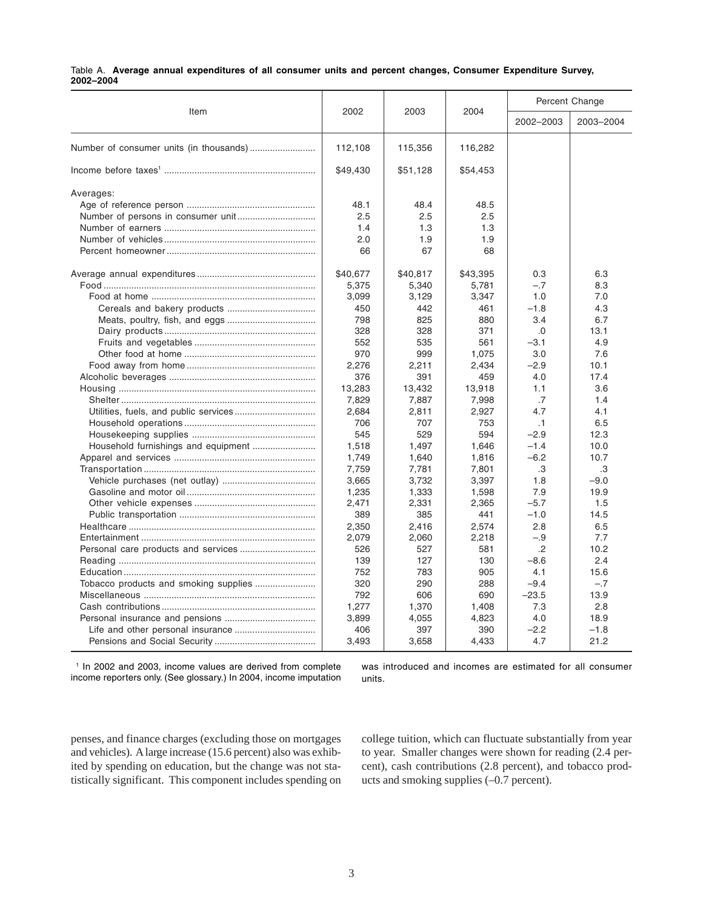Table A. **Average annual expenditures of all consumer units and percent changes, Consumer Expenditure Survey, 2002–2004**

| Item | 2002 | 2003 | 2004 | Percent Change | |
|---|---|---|---|---|---|
| | | | | 2002–2003 | 2003–2004 |
| Number of consumer units (in thousands) | 112,108 | 115,356 | 116,282 | | |
| Income before taxes[1] | $49,430 | $51,128 | $54,453 | | |
| Averages: | | | | | |
| Age of reference person | 48.1 | 48.4 | 48.5 | | |
| Number of persons in consumer unit | 2.5 | 2.5 | 2.5 | | |
| Number of earners | 1.4 | 1.3 | 1.3 | | |
| Number of vehicles | 2.0 | 1.9 | 1.9 | | |
| Percent homeowner | 66 | 67 | 68 | | |
| Average annual expenditures | $40,677 | $40,817 | $43,395 | 0.3 | 6.3 |
| Food | 5,375 | 5,340 | 5,781 | –.7 | 8.3 |
| Food at home | 3,099 | 3,129 | 3,347 | 1.0 | 7.0 |
| Cereals and bakery products | 450 | 442 | 461 | –1.8 | 4.3 |
| Meats, poultry, fish, and eggs | 798 | 825 | 880 | 3.4 | 6.7 |
| Dairy products | 328 | 328 | 371 | .0 | 13.1 |
| Fruits and vegetables | 552 | 535 | 561 | –3.1 | 4.9 |
| Other food at home | 970 | 999 | 1,075 | 3.0 | 7.6 |
| Food away from home | 2,276 | 2,211 | 2,434 | –2.9 | 10.1 |
| Alcoholic beverages | 376 | 391 | 459 | 4.0 | 17.4 |
| Housing | 13,283 | 13,432 | 13,918 | 1.1 | 3.6 |
| Shelter | 7,829 | 7,887 | 7,998 | .7 | 1.4 |
| Utilities, fuels, and public services | 2,684 | 2,811 | 2,927 | 4.7 | 4.1 |
| Household operations | 706 | 707 | 753 | .1 | 6.5 |
| Housekeeping supplies | 545 | 529 | 594 | –2.9 | 12.3 |
| Household furnishings and equipment | 1,518 | 1,497 | 1,646 | –1.4 | 10.0 |
| Apparel and services | 1,749 | 1,640 | 1,816 | –6.2 | 10.7 |
| Transportation | 7,759 | 7,781 | 7,801 | .3 | .3 |
| Vehicle purchases (net outlay) | 3,665 | 3,732 | 3,397 | 1.8 | –9.0 |
| Gasoline and motor oil | 1,235 | 1,333 | 1,598 | 7.9 | 19.9 |
| Other vehicle expenses | 2,471 | 2,331 | 2,365 | –5.7 | 1.5 |
| Public transportation | 389 | 385 | 441 | –1.0 | 14.5 |
| Healthcare | 2,350 | 2,416 | 2,574 | 2.8 | 6.5 |
| Entertainment | 2,079 | 2,060 | 2,218 | –.9 | 7.7 |
| Personal care products and services | 526 | 527 | 581 | .2 | 10.2 |
| Reading | 139 | 127 | 130 | –8.6 | 2.4 |
| Education | 752 | 783 | 905 | 4.1 | 15.6 |
| Tobacco products and smoking supplies | 320 | 290 | 288 | –9.4 | –.7 |
| Miscellaneous | 792 | 606 | 690 | –23.5 | 13.9 |
| Cash contributions | 1,277 | 1,370 | 1,408 | 7.3 | 2.8 |
| Personal insurance and pensions | 3,899 | 4,055 | 4,823 | 4.0 | 18.9 |
| Life and other personal insurance | 406 | 397 | 390 | –2.2 | –1.8 |
| Pensions and Social Security | 3,493 | 3,658 | 4,433 | 4.7 | 21.2 |

[1] In 2002 and 2003, income values are derived from complete income reporters only. (See glossary.) In 2004, income imputation was introduced and incomes are estimated for all consumer units.

penses, and finance charges (excluding those on mortgages and vehicles). A large increase (15.6 percent) also was exhibited by spending on education, but the change was not statistically significant. This component includes spending on college tuition, which can fluctuate substantially from year to year. Smaller changes were shown for reading (2.4 percent), cash contributions (2.8 percent), and tobacco products and smoking supplies (–0.7 percent).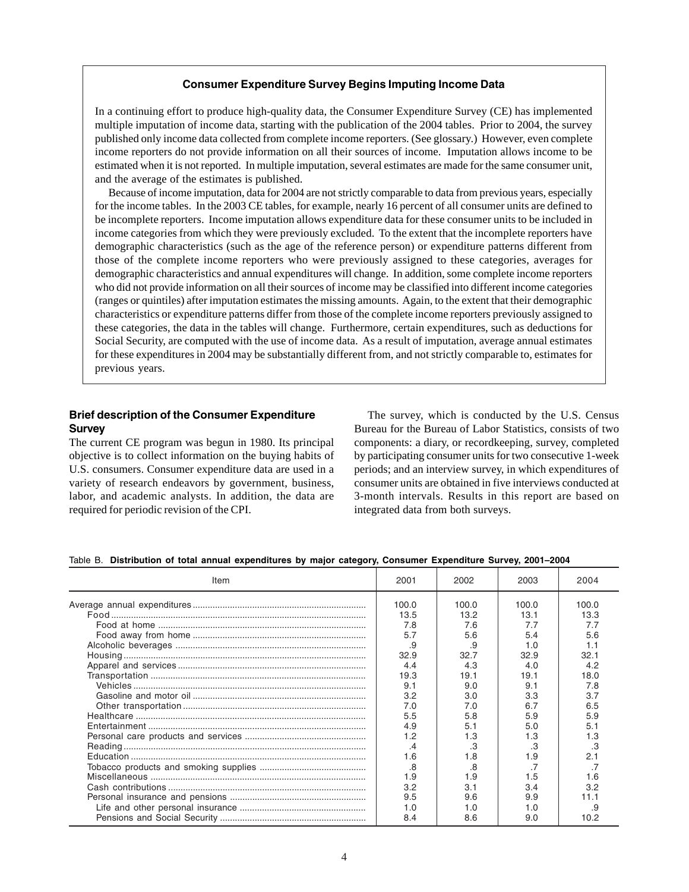### Consumer Expenditure Survey Begins Imputing Income Data

In a continuing effort to produce high-quality data, the Consumer Expenditure Survey (CE) has implemented multiple imputation of income data, starting with the publication of the 2004 tables. Prior to 2004, the survey published only income data collected from complete income reporters. (See glossary.) However, even complete income reporters do not provide information on all their sources of income. Imputation allows income to be estimated when it is not reported. In multiple imputation, several estimates are made for the same consumer unit, and the average of the estimates is published.

Because of income imputation, data for 2004 are not strictly comparable to data from previous years, especially for the income tables. In the 2003 CE tables, for example, nearly 16 percent of all consumer units are defined to be incomplete reporters. Income imputation allows expenditure data for these consumer units to be included in income categories from which they were previously excluded. To the extent that the incomplete reporters have demographic characteristics (such as the age of the reference person) or expenditure patterns different from those of the complete income reporters who were previously assigned to these categories, averages for demographic characteristics and annual expenditures will change. In addition, some complete income reporters who did not provide information on all their sources of income may be classified into different income categories (ranges or quintiles) after imputation estimates the missing amounts. Again, to the extent that their demographic characteristics or expenditure patterns differ from those of the complete income reporters previously assigned to these categories, the data in the tables will change. Furthermore, certain expenditures, such as deductions for Social Security, are computed with the use of income data. As a result of imputation, average annual estimates for these expenditures in 2004 may be substantially different from, and not strictly comparable to, estimates for previous years.

## Brief description of the Consumer Expenditure Survey

The current CE program was begun in 1980. Its principal objective is to collect information on the buying habits of U.S. consumers. Consumer expenditure data are used in a variety of research endeavors by government, business, labor, and academic analysts. In addition, the data are required for periodic revision of the CPI.

The survey, which is conducted by the U.S. Census Bureau for the Bureau of Labor Statistics, consists of two components: a diary, or recordkeeping, survey, completed by participating consumer units for two consecutive 1-week periods; and an interview survey, in which expenditures of consumer units are obtained in five interviews conducted at 3-month intervals. Results in this report are based on integrated data from both surveys.

Table B. **Distribution of total annual expenditures by major category, Consumer Expenditure Survey, 2001–2004**

| Item | 2001 | 2002 | 2003 | 2004 |
|---|---|---|---|---|
| Average annual expenditures | 100.0 | 100.0 | 100.0 | 100.0 |
| Food | 13.5 | 13.2 | 13.1 | 13.3 |
| Food at home | 7.8 | 7.6 | 7.7 | 7.7 |
| Food away from home | 5.7 | 5.6 | 5.4 | 5.6 |
| Alcoholic beverages | .9 | .9 | 1.0 | 1.1 |
| Housing | 32.9 | 32.7 | 32.9 | 32.1 |
| Apparel and services | 4.4 | 4.3 | 4.0 | 4.2 |
| Transportation | 19.3 | 19.1 | 19.1 | 18.0 |
| Vehicles | 9.1 | 9.0 | 9.1 | 7.8 |
| Gasoline and motor oil | 3.2 | 3.0 | 3.3 | 3.7 |
| Other transportation | 7.0 | 7.0 | 6.7 | 6.5 |
| Healthcare | 5.5 | 5.8 | 5.9 | 5.9 |
| Entertainment | 4.9 | 5.1 | 5.0 | 5.1 |
| Personal care products and services | 1.2 | 1.3 | 1.3 | 1.3 |
| Reading | .4 | .3 | .3 | .3 |
| Education | 1.6 | 1.8 | 1.9 | 2.1 |
| Tobacco products and smoking supplies | .8 | .8 | .7 | .7 |
| Miscellaneous | 1.9 | 1.9 | 1.5 | 1.6 |
| Cash contributions | 3.2 | 3.1 | 3.4 | 3.2 |
| Personal insurance and pensions | 9.5 | 9.6 | 9.9 | 11.1 |
| Life and other personal insurance | 1.0 | 1.0 | 1.0 | .9 |
| Pensions and Social Security | 8.4 | 8.6 | 9.0 | 10.2 |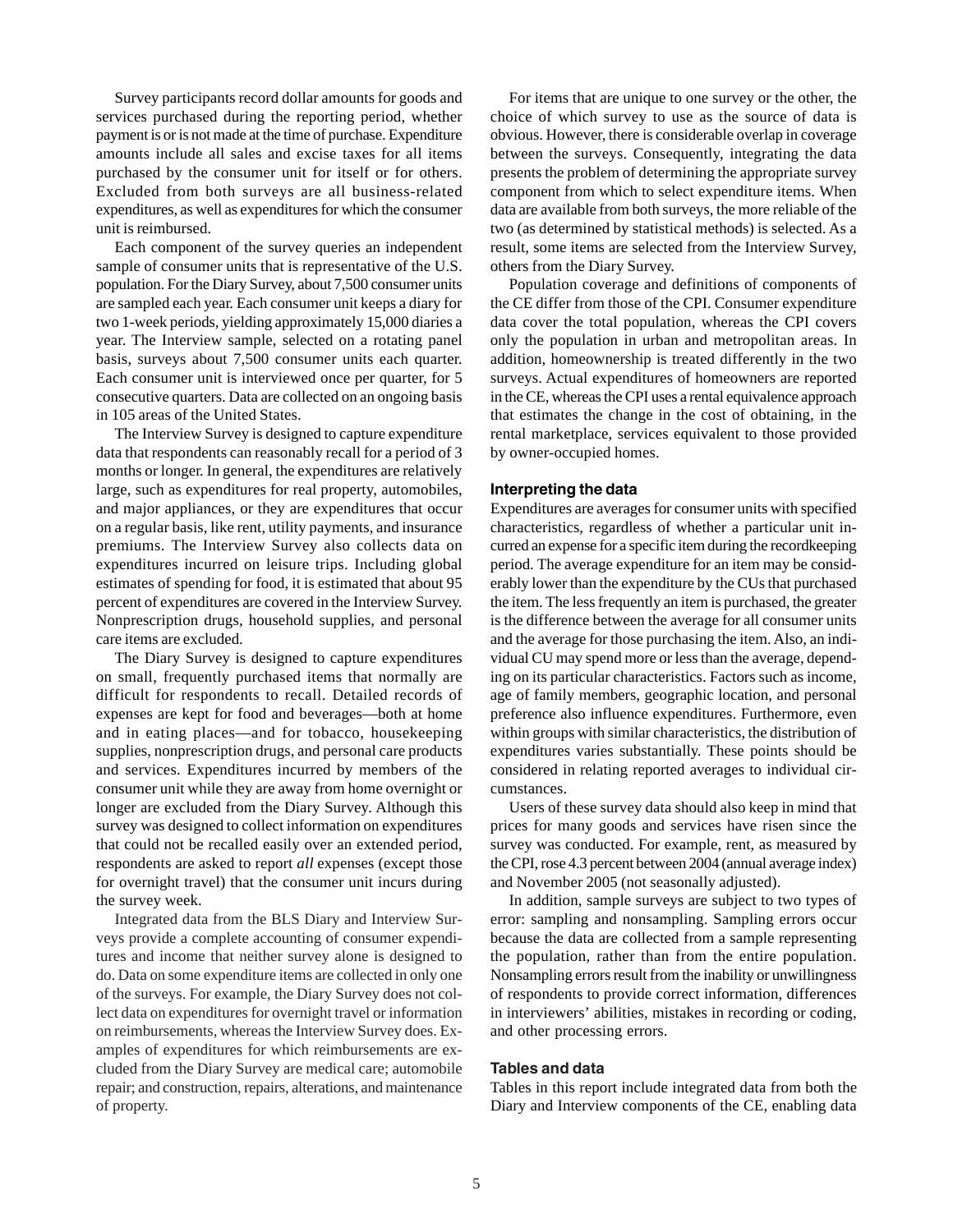Survey participants record dollar amounts for goods and services purchased during the reporting period, whether payment is or is not made at the time of purchase. Expenditure amounts include all sales and excise taxes for all items purchased by the consumer unit for itself or for others. Excluded from both surveys are all business-related expenditures, as well as expenditures for which the consumer unit is reimbursed.

Each component of the survey queries an independent sample of consumer units that is representative of the U.S. population. For the Diary Survey, about 7,500 consumer units are sampled each year. Each consumer unit keeps a diary for two 1-week periods, yielding approximately 15,000 diaries a year. The Interview sample, selected on a rotating panel basis, surveys about 7,500 consumer units each quarter. Each consumer unit is interviewed once per quarter, for 5 consecutive quarters. Data are collected on an ongoing basis in 105 areas of the United States.

The Interview Survey is designed to capture expenditure data that respondents can reasonably recall for a period of 3 months or longer. In general, the expenditures are relatively large, such as expenditures for real property, automobiles, and major appliances, or they are expenditures that occur on a regular basis, like rent, utility payments, and insurance premiums. The Interview Survey also collects data on expenditures incurred on leisure trips. Including global estimates of spending for food, it is estimated that about 95 percent of expenditures are covered in the Interview Survey. Nonprescription drugs, household supplies, and personal care items are excluded.

The Diary Survey is designed to capture expenditures on small, frequently purchased items that normally are difficult for respondents to recall. Detailed records of expenses are kept for food and beverages—both at home and in eating places—and for tobacco, housekeeping supplies, nonprescription drugs, and personal care products and services. Expenditures incurred by members of the consumer unit while they are away from home overnight or longer are excluded from the Diary Survey. Although this survey was designed to collect information on expenditures that could not be recalled easily over an extended period, respondents are asked to report *all* expenses (except those for overnight travel) that the consumer unit incurs during the survey week.

Integrated data from the BLS Diary and Interview Surveys provide a complete accounting of consumer expenditures and income that neither survey alone is designed to do. Data on some expenditure items are collected in only one of the surveys. For example, the Diary Survey does not collect data on expenditures for overnight travel or information on reimbursements, whereas the Interview Survey does. Examples of expenditures for which reimbursements are excluded from the Diary Survey are medical care; automobile repair; and construction, repairs, alterations, and maintenance of property.

For items that are unique to one survey or the other, the choice of which survey to use as the source of data is obvious. However, there is considerable overlap in coverage between the surveys. Consequently, integrating the data presents the problem of determining the appropriate survey component from which to select expenditure items. When data are available from both surveys, the more reliable of the two (as determined by statistical methods) is selected. As a result, some items are selected from the Interview Survey, others from the Diary Survey.

Population coverage and definitions of components of the CE differ from those of the CPI. Consumer expenditure data cover the total population, whereas the CPI covers only the population in urban and metropolitan areas. In addition, homeownership is treated differently in the two surveys. Actual expenditures of homeowners are reported in the CE, whereas the CPI uses a rental equivalence approach that estimates the change in the cost of obtaining, in the rental marketplace, services equivalent to those provided by owner-occupied homes.

### Interpreting the data

Expenditures are averages for consumer units with specified characteristics, regardless of whether a particular unit incurred an expense for a specific item during the recordkeeping period. The average expenditure for an item may be considerably lower than the expenditure by the CUs that purchased the item. The less frequently an item is purchased, the greater is the difference between the average for all consumer units and the average for those purchasing the item. Also, an individual CU may spend more or less than the average, depending on its particular characteristics. Factors such as income, age of family members, geographic location, and personal preference also influence expenditures. Furthermore, even within groups with similar characteristics, the distribution of expenditures varies substantially. These points should be considered in relating reported averages to individual circumstances.

Users of these survey data should also keep in mind that prices for many goods and services have risen since the survey was conducted. For example, rent, as measured by the CPI, rose 4.3 percent between 2004 (annual average index) and November 2005 (not seasonally adjusted).

In addition, sample surveys are subject to two types of error: sampling and nonsampling. Sampling errors occur because the data are collected from a sample representing the population, rather than from the entire population. Nonsampling errors result from the inability or unwillingness of respondents to provide correct information, differences in interviewers' abilities, mistakes in recording or coding, and other processing errors.

### Tables and data

Tables in this report include integrated data from both the Diary and Interview components of the CE, enabling data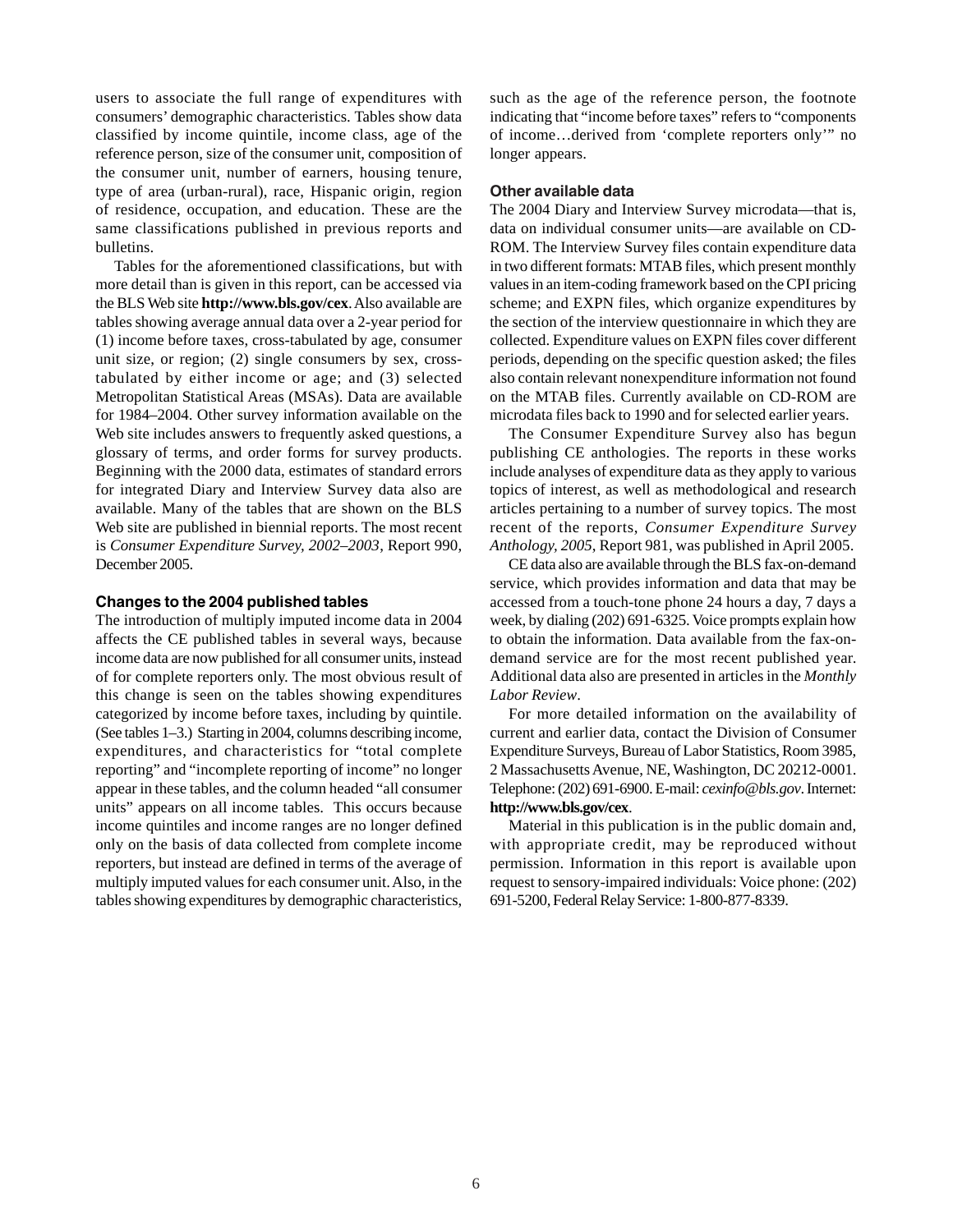users to associate the full range of expenditures with consumers' demographic characteristics. Tables show data classified by income quintile, income class, age of the reference person, size of the consumer unit, composition of the consumer unit, number of earners, housing tenure, type of area (urban-rural), race, Hispanic origin, region of residence, occupation, and education. These are the same classifications published in previous reports and bulletins.

Tables for the aforementioned classifications, but with more detail than is given in this report, can be accessed via the BLS Web site **http://www.bls.gov/cex**. Also available are tables showing average annual data over a 2-year period for (1) income before taxes, cross-tabulated by age, consumer unit size, or region; (2) single consumers by sex, cross-tabulated by either income or age; and (3) selected Metropolitan Statistical Areas (MSAs). Data are available for 1984–2004. Other survey information available on the Web site includes answers to frequently asked questions, a glossary of terms, and order forms for survey products. Beginning with the 2000 data, estimates of standard errors for integrated Diary and Interview Survey data also are available. Many of the tables that are shown on the BLS Web site are published in biennial reports. The most recent is *Consumer Expenditure Survey, 2002–2003*, Report 990, December 2005.

### Changes to the 2004 published tables

The introduction of multiply imputed income data in 2004 affects the CE published tables in several ways, because income data are now published for all consumer units, instead of for complete reporters only. The most obvious result of this change is seen on the tables showing expenditures categorized by income before taxes, including by quintile. (See tables 1–3.) Starting in 2004, columns describing income, expenditures, and characteristics for "total complete reporting" and "incomplete reporting of income" no longer appear in these tables, and the column headed "all consumer units" appears on all income tables. This occurs because income quintiles and income ranges are no longer defined only on the basis of data collected from complete income reporters, but instead are defined in terms of the average of multiply imputed values for each consumer unit. Also, in the tables showing expenditures by demographic characteristics, such as the age of the reference person, the footnote indicating that "income before taxes" refers to "components of income…derived from 'complete reporters only'" no longer appears.

### Other available data

The 2004 Diary and Interview Survey microdata—that is, data on individual consumer units—are available on CD-ROM. The Interview Survey files contain expenditure data in two different formats: MTAB files, which present monthly values in an item-coding framework based on the CPI pricing scheme; and EXPN files, which organize expenditures by the section of the interview questionnaire in which they are collected. Expenditure values on EXPN files cover different periods, depending on the specific question asked; the files also contain relevant nonexpenditure information not found on the MTAB files. Currently available on CD-ROM are microdata files back to 1990 and for selected earlier years.

The Consumer Expenditure Survey also has begun publishing CE anthologies. The reports in these works include analyses of expenditure data as they apply to various topics of interest, as well as methodological and research articles pertaining to a number of survey topics. The most recent of the reports, *Consumer Expenditure Survey Anthology, 2005*, Report 981, was published in April 2005.

CE data also are available through the BLS fax-on-demand service, which provides information and data that may be accessed from a touch-tone phone 24 hours a day, 7 days a week, by dialing (202) 691-6325. Voice prompts explain how to obtain the information. Data available from the fax-on-demand service are for the most recent published year. Additional data also are presented in articles in the *Monthly Labor Review*.

For more detailed information on the availability of current and earlier data, contact the Division of Consumer Expenditure Surveys, Bureau of Labor Statistics, Room 3985, 2 Massachusetts Avenue, NE, Washington, DC 20212-0001. Telephone: (202) 691-6900. E-mail: *cexinfo@bls.gov*. Internet: **http://www.bls.gov/cex**.

Material in this publication is in the public domain and, with appropriate credit, may be reproduced without permission. Information in this report is available upon request to sensory-impaired individuals: Voice phone: (202) 691-5200, Federal Relay Service: 1-800-877-8339.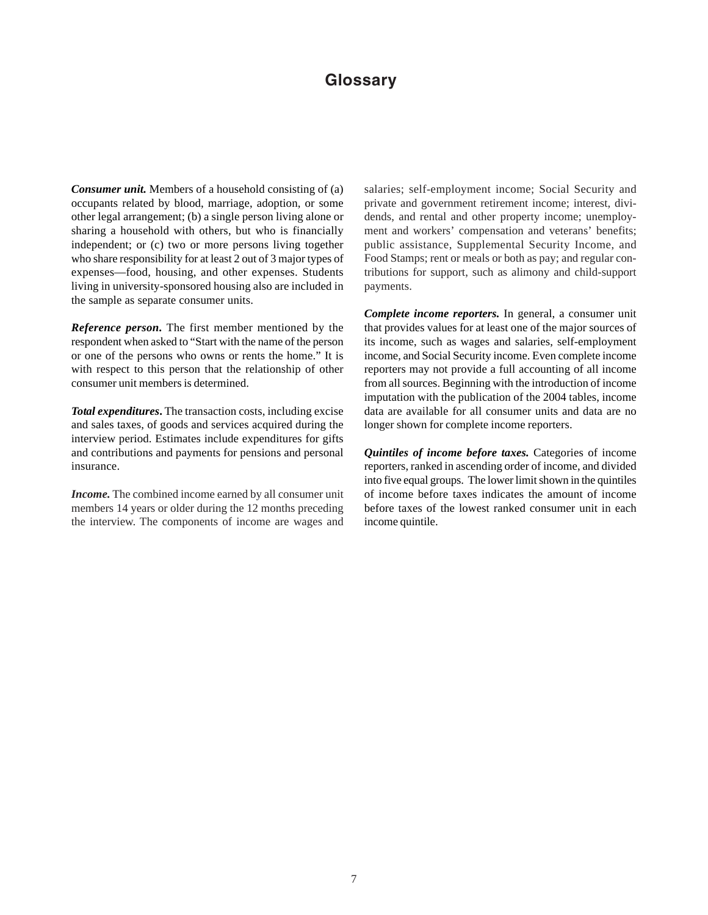# Glossary

***Consumer unit.*** Members of a household consisting of (a) occupants related by blood, marriage, adoption, or some other legal arrangement; (b) a single person living alone or sharing a household with others, but who is financially independent; or (c) two or more persons living together who share responsibility for at least 2 out of 3 major types of expenses—food, housing, and other expenses. Students living in university-sponsored housing also are included in the sample as separate consumer units.

***Reference person.*** The first member mentioned by the respondent when asked to "Start with the name of the person or one of the persons who owns or rents the home." It is with respect to this person that the relationship of other consumer unit members is determined.

***Total expenditures.*** The transaction costs, including excise and sales taxes, of goods and services acquired during the interview period. Estimates include expenditures for gifts and contributions and payments for pensions and personal insurance.

***Income.*** The combined income earned by all consumer unit members 14 years or older during the 12 months preceding the interview. The components of income are wages and salaries; self-employment income; Social Security and private and government retirement income; interest, dividends, and rental and other property income; unemployment and workers' compensation and veterans' benefits; public assistance, Supplemental Security Income, and Food Stamps; rent or meals or both as pay; and regular contributions for support, such as alimony and child-support payments.

***Complete income reporters.*** In general, a consumer unit that provides values for at least one of the major sources of its income, such as wages and salaries, self-employment income, and Social Security income. Even complete income reporters may not provide a full accounting of all income from all sources. Beginning with the introduction of income imputation with the publication of the 2004 tables, income data are available for all consumer units and data are no longer shown for complete income reporters.

***Quintiles of income before taxes.*** Categories of income reporters, ranked in ascending order of income, and divided into five equal groups. The lower limit shown in the quintiles of income before taxes indicates the amount of income before taxes of the lowest ranked consumer unit in each income quintile.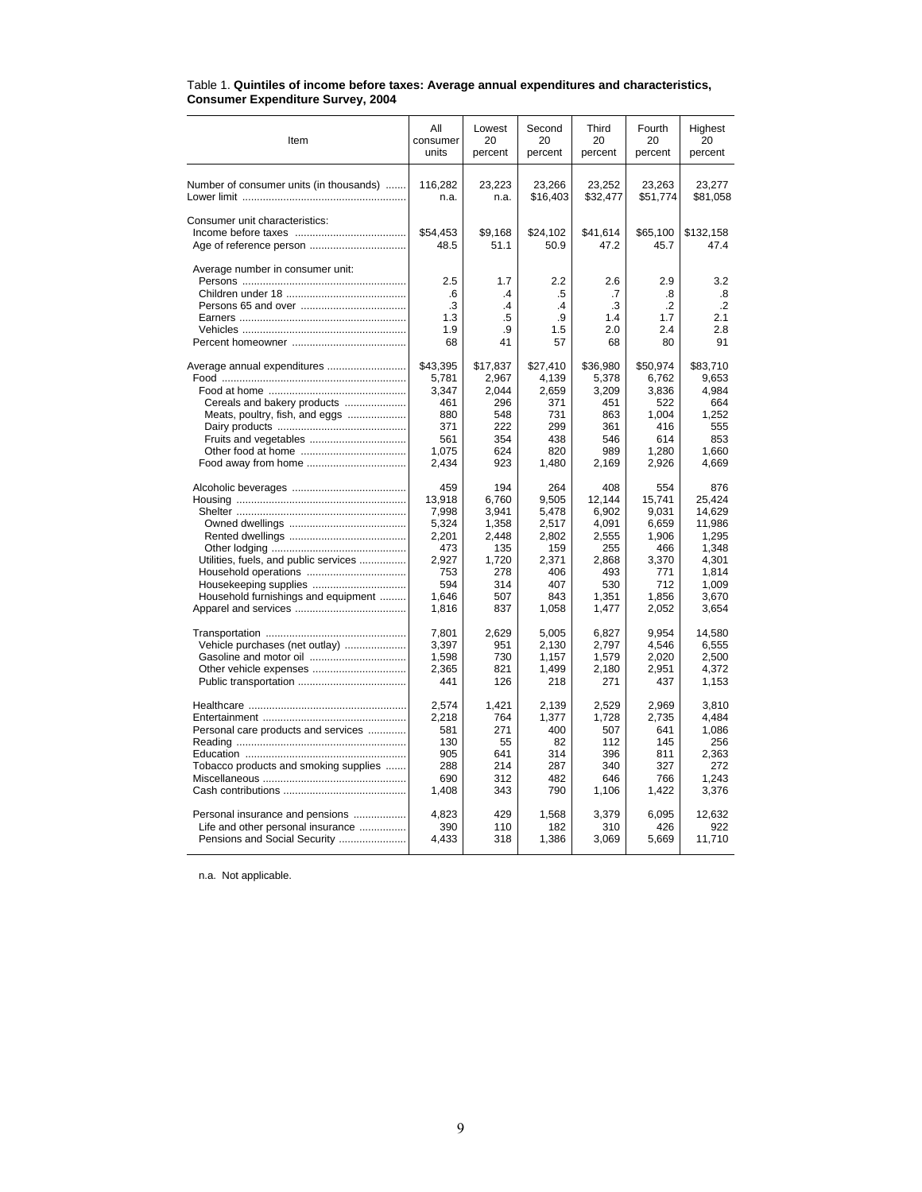Table 1. **Quintiles of income before taxes: Average annual expenditures and characteristics, Consumer Expenditure Survey, 2004**

| Item | All consumer units | Lowest 20 percent | Second 20 percent | Third 20 percent | Fourth 20 percent | Highest 20 percent |
|---|---|---|---|---|---|---|
| Number of consumer units (in thousands) | 116,282 | 23,223 | 23,266 | 23,252 | 23,263 | 23,277 |
| Lower limit | n.a. | n.a. | $16,403 | $32,477 | $51,774 | $81,058 |
| Consumer unit characteristics: | | | | | | |
| Income before taxes | $54,453 | $9,168 | $24,102 | $41,614 | $65,100 | $132,158 |
| Age of reference person | 48.5 | 51.1 | 50.9 | 47.2 | 45.7 | 47.4 |
| Average number in consumer unit: | | | | | | |
| Persons | 2.5 | 1.7 | 2.2 | 2.6 | 2.9 | 3.2 |
| Children under 18 | .6 | .4 | .5 | .7 | .8 | .8 |
| Persons 65 and over | .3 | .4 | .4 | .3 | .2 | .2 |
| Earners | 1.3 | .5 | .9 | 1.4 | 1.7 | 2.1 |
| Vehicles | 1.9 | .9 | 1.5 | 2.0 | 2.4 | 2.8 |
| Percent homeowner | 68 | 41 | 57 | 68 | 80 | 91 |
| Average annual expenditures | $43,395 | $17,837 | $27,410 | $36,980 | $50,974 | $83,710 |
| Food | 5,781 | 2,967 | 4,139 | 5,378 | 6,762 | 9,653 |
| Food at home | 3,347 | 2,044 | 2,659 | 3,209 | 3,836 | 4,984 |
| Cereals and bakery products | 461 | 296 | 371 | 451 | 522 | 664 |
| Meats, poultry, fish, and eggs | 880 | 548 | 731 | 863 | 1,004 | 1,252 |
| Dairy products | 371 | 222 | 299 | 361 | 416 | 555 |
| Fruits and vegetables | 561 | 354 | 438 | 546 | 614 | 853 |
| Other food at home | 1,075 | 624 | 820 | 989 | 1,280 | 1,660 |
| Food away from home | 2,434 | 923 | 1,480 | 2,169 | 2,926 | 4,669 |
| Alcoholic beverages | 459 | 194 | 264 | 408 | 554 | 876 |
| Housing | 13,918 | 6,760 | 9,505 | 12,144 | 15,741 | 25,424 |
| Shelter | 7,998 | 3,941 | 5,478 | 6,902 | 9,031 | 14,629 |
| Owned dwellings | 5,324 | 1,358 | 2,517 | 4,091 | 6,659 | 11,986 |
| Rented dwellings | 2,201 | 2,448 | 2,802 | 2,555 | 1,906 | 1,295 |
| Other lodging | 473 | 135 | 159 | 255 | 466 | 1,348 |
| Utilities, fuels, and public services | 2,927 | 1,720 | 2,371 | 2,868 | 3,370 | 4,301 |
| Household operations | 753 | 278 | 406 | 493 | 771 | 1,814 |
| Housekeeping supplies | 594 | 314 | 407 | 530 | 712 | 1,009 |
| Household furnishings and equipment | 1,646 | 507 | 843 | 1,351 | 1,856 | 3,670 |
| Apparel and services | 1,816 | 837 | 1,058 | 1,477 | 2,052 | 3,654 |
| Transportation | 7,801 | 2,629 | 5,005 | 6,827 | 9,954 | 14,580 |
| Vehicle purchases (net outlay) | 3,397 | 951 | 2,130 | 2,797 | 4,546 | 6,555 |
| Gasoline and motor oil | 1,598 | 730 | 1,157 | 1,579 | 2,020 | 2,500 |
| Other vehicle expenses | 2,365 | 821 | 1,499 | 2,180 | 2,951 | 4,372 |
| Public transportation | 441 | 126 | 218 | 271 | 437 | 1,153 |
| Healthcare | 2,574 | 1,421 | 2,139 | 2,529 | 2,969 | 3,810 |
| Entertainment | 2,218 | 764 | 1,377 | 1,728 | 2,735 | 4,484 |
| Personal care products and services | 581 | 271 | 400 | 507 | 641 | 1,086 |
| Reading | 130 | 55 | 82 | 112 | 145 | 256 |
| Education | 905 | 641 | 314 | 396 | 811 | 2,363 |
| Tobacco products and smoking supplies | 288 | 214 | 287 | 340 | 327 | 272 |
| Miscellaneous | 690 | 312 | 482 | 646 | 766 | 1,243 |
| Cash contributions | 1,408 | 343 | 790 | 1,106 | 1,422 | 3,376 |
| Personal insurance and pensions | 4,823 | 429 | 1,568 | 3,379 | 6,095 | 12,632 |
| Life and other personal insurance | 390 | 110 | 182 | 310 | 426 | 922 |
| Pensions and Social Security | 4,433 | 318 | 1,386 | 3,069 | 5,669 | 11,710 |

n.a. Not applicable.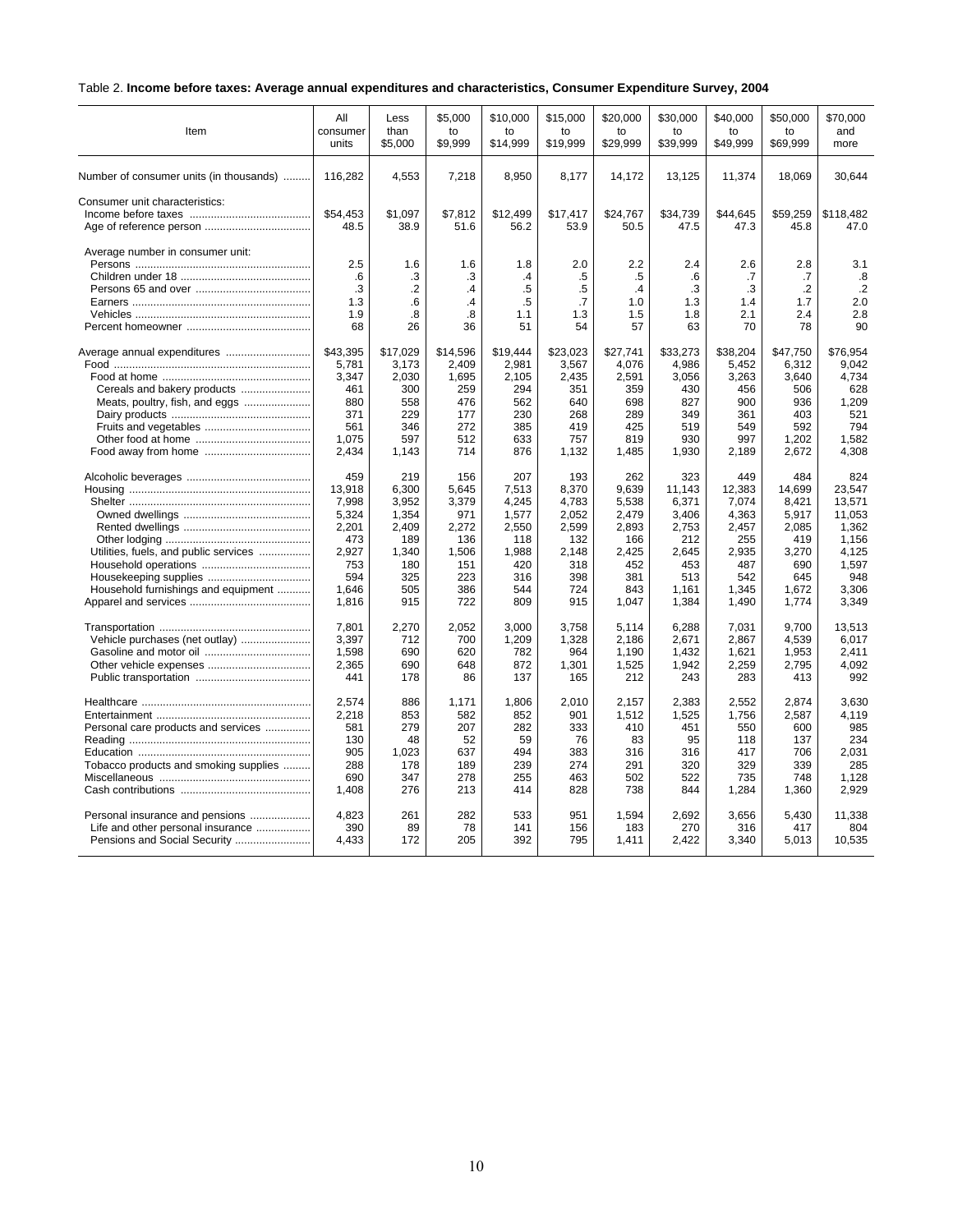Table 2. **Income before taxes: Average annual expenditures and characteristics, Consumer Expenditure Survey, 2004**

| Item | All consumer units | Less than $5,000 | $5,000 to $9,999 | $10,000 to $14,999 | $15,000 to $19,999 | $20,000 to $29,999 | $30,000 to $39,999 | $40,000 to $49,999 | $50,000 to $69,999 | $70,000 and more |
|---|---|---|---|---|---|---|---|---|---|---|
| Number of consumer units (in thousands) | 116,282 | 4,553 | 7,218 | 8,950 | 8,177 | 14,172 | 13,125 | 11,374 | 18,069 | 30,644 |
| Consumer unit characteristics: | | | | | | | | | | |
| Income before taxes | $54,453 | $1,097 | $7,812 | $12,499 | $17,417 | $24,767 | $34,739 | $44,645 | $59,259 | $118,482 |
| Age of reference person | 48.5 | 38.9 | 51.6 | 56.2 | 53.9 | 50.5 | 47.5 | 47.3 | 45.8 | 47.0 |
| Average number in consumer unit: | | | | | | | | | | |
| Persons | 2.5 | 1.6 | 1.6 | 1.8 | 2.0 | 2.2 | 2.4 | 2.6 | 2.8 | 3.1 |
| Children under 18 | .6 | .3 | .3 | .4 | .5 | .5 | .6 | .7 | .7 | .8 |
| Persons 65 and over | .3 | .2 | .4 | .5 | .5 | .4 | .3 | .3 | .2 | .2 |
| Earners | 1.3 | .6 | .4 | .5 | .7 | 1.0 | 1.3 | 1.4 | 1.7 | 2.0 |
| Vehicles | 1.9 | .8 | .8 | 1.1 | 1.3 | 1.5 | 1.8 | 2.1 | 2.4 | 2.8 |
| Percent homeowner | 68 | 26 | 36 | 51 | 54 | 57 | 63 | 70 | 78 | 90 |
| Average annual expenditures | $43,395 | $17,029 | $14,596 | $19,444 | $23,023 | $27,741 | $33,273 | $38,204 | $47,750 | $76,954 |
| Food | 5,781 | 3,173 | 2,409 | 2,981 | 3,567 | 4,076 | 4,986 | 5,452 | 6,312 | 9,042 |
| Food at home | 3,347 | 2,030 | 1,695 | 2,105 | 2,435 | 2,591 | 3,056 | 3,263 | 3,640 | 4,734 |
| Cereals and bakery products | 461 | 300 | 259 | 294 | 351 | 359 | 430 | 456 | 506 | 628 |
| Meats, poultry, fish, and eggs | 880 | 558 | 476 | 562 | 640 | 698 | 827 | 900 | 936 | 1,209 |
| Dairy products | 371 | 229 | 177 | 230 | 268 | 289 | 349 | 361 | 403 | 521 |
| Fruits and vegetables | 561 | 346 | 272 | 385 | 419 | 425 | 519 | 549 | 592 | 794 |
| Other food at home | 1,075 | 597 | 512 | 633 | 757 | 819 | 930 | 997 | 1,202 | 1,582 |
| Food away from home | 2,434 | 1,143 | 714 | 876 | 1,132 | 1,485 | 1,930 | 2,189 | 2,672 | 4,308 |
| Alcoholic beverages | 459 | 219 | 156 | 207 | 193 | 262 | 323 | 449 | 484 | 824 |
| Housing | 13,918 | 6,300 | 5,645 | 7,513 | 8,370 | 9,639 | 11,143 | 12,383 | 14,699 | 23,547 |
| Shelter | 7,998 | 3,952 | 3,379 | 4,245 | 4,783 | 5,538 | 6,371 | 7,074 | 8,421 | 13,571 |
| Owned dwellings | 5,324 | 1,354 | 971 | 1,577 | 2,052 | 2,479 | 3,406 | 4,363 | 5,917 | 11,053 |
| Rented dwellings | 2,201 | 2,409 | 2,272 | 2,550 | 2,599 | 2,893 | 2,753 | 2,457 | 2,085 | 1,362 |
| Other lodging | 473 | 189 | 136 | 118 | 132 | 166 | 212 | 255 | 419 | 1,156 |
| Utilities, fuels, and public services | 2,927 | 1,340 | 1,506 | 1,988 | 2,148 | 2,425 | 2,645 | 2,935 | 3,270 | 4,125 |
| Household operations | 753 | 180 | 151 | 420 | 318 | 452 | 453 | 487 | 690 | 1,597 |
| Housekeeping supplies | 594 | 325 | 223 | 316 | 398 | 381 | 513 | 542 | 645 | 948 |
| Household furnishings and equipment | 1,646 | 505 | 386 | 544 | 724 | 843 | 1,161 | 1,345 | 1,672 | 3,306 |
| Apparel and services | 1,816 | 915 | 722 | 809 | 915 | 1,047 | 1,384 | 1,490 | 1,774 | 3,349 |
| Transportation | 7,801 | 2,270 | 2,052 | 3,000 | 3,758 | 5,114 | 6,288 | 7,031 | 9,700 | 13,513 |
| Vehicle purchases (net outlay) | 3,397 | 712 | 700 | 1,209 | 1,328 | 2,186 | 2,671 | 2,867 | 4,539 | 6,017 |
| Gasoline and motor oil | 1,598 | 690 | 620 | 782 | 964 | 1,190 | 1,432 | 1,621 | 1,953 | 2,411 |
| Other vehicle expenses | 2,365 | 690 | 648 | 872 | 1,301 | 1,525 | 1,942 | 2,259 | 2,795 | 4,092 |
| Public transportation | 441 | 178 | 86 | 137 | 165 | 212 | 243 | 283 | 413 | 992 |
| Healthcare | 2,574 | 886 | 1,171 | 1,806 | 2,010 | 2,157 | 2,383 | 2,552 | 2,874 | 3,630 |
| Entertainment | 2,218 | 853 | 582 | 852 | 901 | 1,512 | 1,525 | 1,756 | 2,587 | 4,119 |
| Personal care products and services | 581 | 279 | 207 | 282 | 333 | 410 | 451 | 550 | 600 | 985 |
| Reading | 130 | 48 | 52 | 59 | 76 | 83 | 95 | 118 | 137 | 234 |
| Education | 905 | 1,023 | 637 | 494 | 383 | 316 | 316 | 417 | 706 | 2,031 |
| Tobacco products and smoking supplies | 288 | 178 | 189 | 239 | 274 | 291 | 320 | 329 | 339 | 285 |
| Miscellaneous | 690 | 347 | 278 | 255 | 463 | 502 | 522 | 735 | 748 | 1,128 |
| Cash contributions | 1,408 | 276 | 213 | 414 | 828 | 738 | 844 | 1,284 | 1,360 | 2,929 |
| Personal insurance and pensions | 4,823 | 261 | 282 | 533 | 951 | 1,594 | 2,692 | 3,656 | 5,430 | 11,338 |
| Life and other personal insurance | 390 | 89 | 78 | 141 | 156 | 183 | 270 | 316 | 417 | 804 |
| Pensions and Social Security | 4,433 | 172 | 205 | 392 | 795 | 1,411 | 2,422 | 3,340 | 5,013 | 10,535 |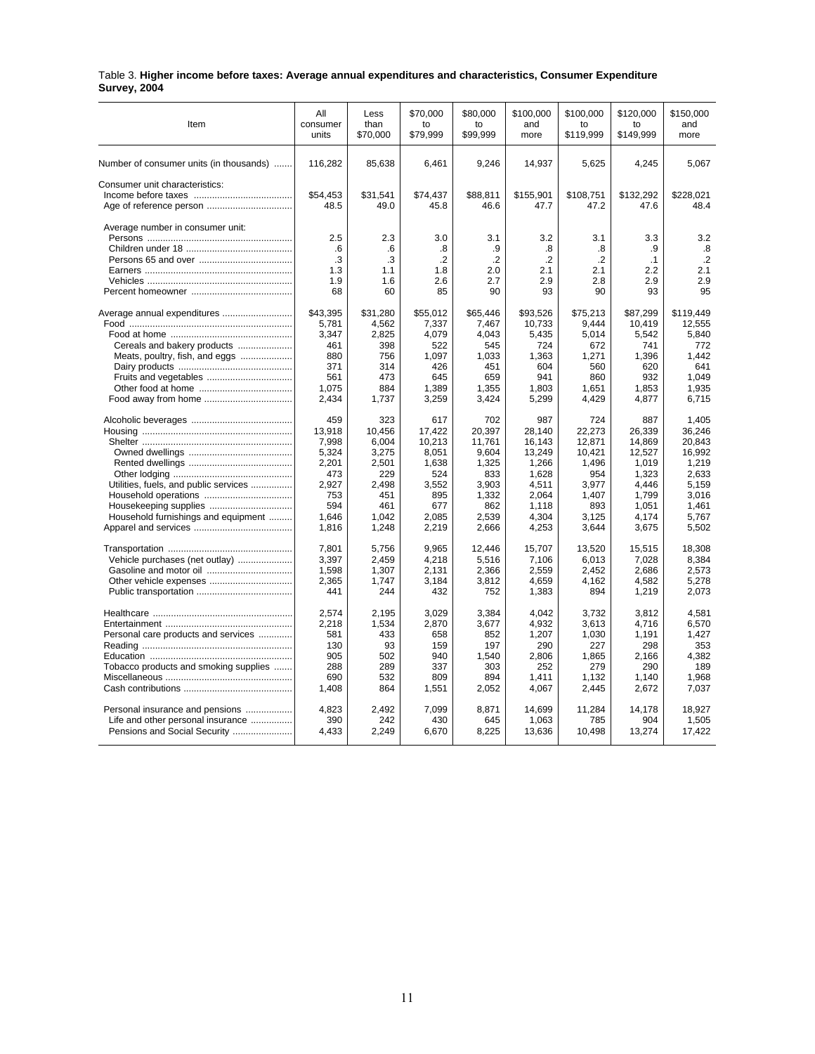Table 3. **Higher income before taxes: Average annual expenditures and characteristics, Consumer Expenditure Survey, 2004**

| Item | All consumer units | Less than $70,000 | $70,000 to $79,999 | $80,000 to $99,999 | $100,000 and more | $100,000 to $119,999 | $120,000 to $149,999 | $150,000 and more |
|---|---|---|---|---|---|---|---|---|
| Number of consumer units (in thousands) | 116,282 | 85,638 | 6,461 | 9,246 | 14,937 | 5,625 | 4,245 | 5,067 |
| Consumer unit characteristics: | | | | | | | | |
| Income before taxes | $54,453 | $31,541 | $74,437 | $88,811 | $155,901 | $108,751 | $132,292 | $228,021 |
| Age of reference person | 48.5 | 49.0 | 45.8 | 46.6 | 47.7 | 47.2 | 47.6 | 48.4 |
| Average number in consumer unit: | | | | | | | | |
| Persons | 2.5 | 2.3 | 3.0 | 3.1 | 3.2 | 3.1 | 3.3 | 3.2 |
| Children under 18 | .6 | .6 | .8 | .9 | .8 | .8 | .9 | .8 |
| Persons 65 and over | .3 | .3 | .2 | .2 | .2 | .2 | .1 | .2 |
| Earners | 1.3 | 1.1 | 1.8 | 2.0 | 2.1 | 2.1 | 2.2 | 2.1 |
| Vehicles | 1.9 | 1.6 | 2.6 | 2.7 | 2.9 | 2.8 | 2.9 | 2.9 |
| Percent homeowner | 68 | 60 | 85 | 90 | 93 | 90 | 93 | 95 |
| Average annual expenditures | $43,395 | $31,280 | $55,012 | $65,446 | $93,526 | $75,213 | $87,299 | $119,449 |
| Food | 5,781 | 4,562 | 7,337 | 7,467 | 10,733 | 9,444 | 10,419 | 12,555 |
| Food at home | 3,347 | 2,825 | 4,079 | 4,043 | 5,435 | 5,014 | 5,542 | 5,840 |
| Cereals and bakery products | 461 | 398 | 522 | 545 | 724 | 672 | 741 | 772 |
| Meats, poultry, fish, and eggs | 880 | 756 | 1,097 | 1,033 | 1,363 | 1,271 | 1,396 | 1,442 |
| Dairy products | 371 | 314 | 426 | 451 | 604 | 560 | 620 | 641 |
| Fruits and vegetables | 561 | 473 | 645 | 659 | 941 | 860 | 932 | 1,049 |
| Other food at home | 1,075 | 884 | 1,389 | 1,355 | 1,803 | 1,651 | 1,853 | 1,935 |
| Food away from home | 2,434 | 1,737 | 3,259 | 3,424 | 5,299 | 4,429 | 4,877 | 6,715 |
| Alcoholic beverages | 459 | 323 | 617 | 702 | 987 | 724 | 887 | 1,405 |
| Housing | 13,918 | 10,456 | 17,422 | 20,397 | 28,140 | 22,273 | 26,339 | 36,246 |
| Shelter | 7,998 | 6,004 | 10,213 | 11,761 | 16,143 | 12,871 | 14,869 | 20,843 |
| Owned dwellings | 5,324 | 3,275 | 8,051 | 9,604 | 13,249 | 10,421 | 12,527 | 16,992 |
| Rented dwellings | 2,201 | 2,501 | 1,638 | 1,325 | 1,266 | 1,496 | 1,019 | 1,219 |
| Other lodging | 473 | 229 | 524 | 833 | 1,628 | 954 | 1,323 | 2,633 |
| Utilities, fuels, and public services | 2,927 | 2,498 | 3,552 | 3,903 | 4,511 | 3,977 | 4,446 | 5,159 |
| Household operations | 753 | 451 | 895 | 1,332 | 2,064 | 1,407 | 1,799 | 3,016 |
| Housekeeping supplies | 594 | 461 | 677 | 862 | 1,118 | 893 | 1,051 | 1,461 |
| Household furnishings and equipment | 1,646 | 1,042 | 2,085 | 2,539 | 4,304 | 3,125 | 4,174 | 5,767 |
| Apparel and services | 1,816 | 1,248 | 2,219 | 2,666 | 4,253 | 3,644 | 3,675 | 5,502 |
| Transportation | 7,801 | 5,756 | 9,965 | 12,446 | 15,707 | 13,520 | 15,515 | 18,308 |
| Vehicle purchases (net outlay) | 3,397 | 2,459 | 4,218 | 5,516 | 7,106 | 6,013 | 7,028 | 8,384 |
| Gasoline and motor oil | 1,598 | 1,307 | 2,131 | 2,366 | 2,559 | 2,452 | 2,686 | 2,573 |
| Other vehicle expenses | 2,365 | 1,747 | 3,184 | 3,812 | 4,659 | 4,162 | 4,582 | 5,278 |
| Public transportation | 441 | 244 | 432 | 752 | 1,383 | 894 | 1,219 | 2,073 |
| Healthcare | 2,574 | 2,195 | 3,029 | 3,384 | 4,042 | 3,732 | 3,812 | 4,581 |
| Entertainment | 2,218 | 1,534 | 2,870 | 3,677 | 4,932 | 3,613 | 4,716 | 6,570 |
| Personal care products and services | 581 | 433 | 658 | 852 | 1,207 | 1,030 | 1,191 | 1,427 |
| Reading | 130 | 93 | 159 | 197 | 290 | 227 | 298 | 353 |
| Education | 905 | 502 | 940 | 1,540 | 2,806 | 1,865 | 2,166 | 4,382 |
| Tobacco products and smoking supplies | 288 | 289 | 337 | 303 | 252 | 279 | 290 | 189 |
| Miscellaneous | 690 | 532 | 809 | 894 | 1,411 | 1,132 | 1,140 | 1,968 |
| Cash contributions | 1,408 | 864 | 1,551 | 2,052 | 4,067 | 2,445 | 2,672 | 7,037 |
| Personal insurance and pensions | 4,823 | 2,492 | 7,099 | 8,871 | 14,699 | 11,284 | 14,178 | 18,927 |
| Life and other personal insurance | 390 | 242 | 430 | 645 | 1,063 | 785 | 904 | 1,505 |
| Pensions and Social Security | 4,433 | 2,249 | 6,670 | 8,225 | 13,636 | 10,498 | 13,274 | 17,422 |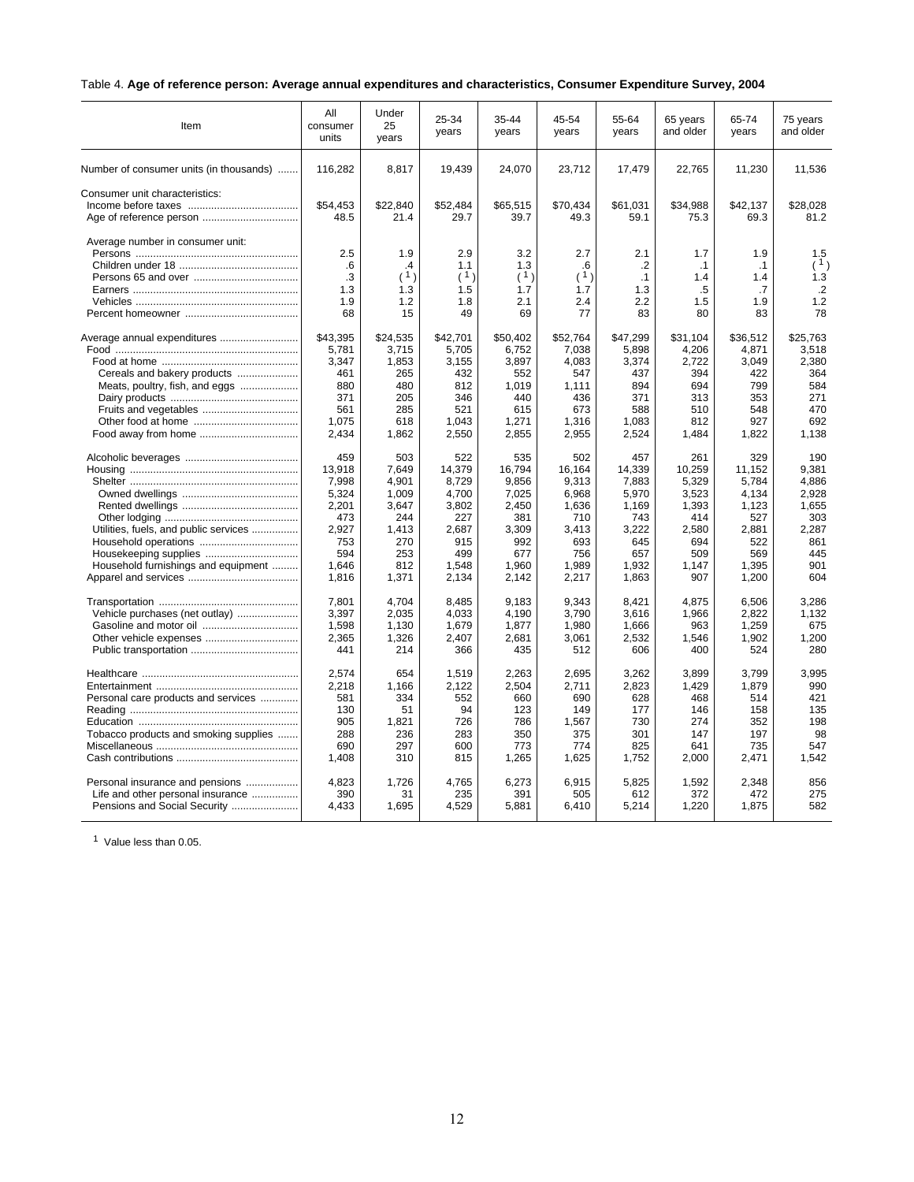Table 4. **Age of reference person: Average annual expenditures and characteristics, Consumer Expenditure Survey, 2004**

| Item | All consumer units | Under 25 years | 25-34 years | 35-44 years | 45-54 years | 55-64 years | 65 years and older | 65-74 years | 75 years and older |
|---|---|---|---|---|---|---|---|---|---|
| Number of consumer units (in thousands) | 116,282 | 8,817 | 19,439 | 24,070 | 23,712 | 17,479 | 22,765 | 11,230 | 11,536 |
| Consumer unit characteristics: | | | | | | | | | |
| Income before taxes | $54,453 | $22,840 | $52,484 | $65,515 | $70,434 | $61,031 | $34,988 | $42,137 | $28,028 |
| Age of reference person | 48.5 | 21.4 | 29.7 | 39.7 | 49.3 | 59.1 | 75.3 | 69.3 | 81.2 |
| Average number in consumer unit: | | | | | | | | | |
| Persons | 2.5 | 1.9 | 2.9 | 3.2 | 2.7 | 2.1 | 1.7 | 1.9 | 1.5 |
| Children under 18 | .6 | .4 | 1.1 | 1.3 | .6 | .2 | .1 | .1 | ( [1] ) |
| Persons 65 and over | .3 | ( [1] ) | ( [1] ) | ( [1] ) | ( [1] ) | .1 | 1.4 | 1.4 | 1.3 |
| Earners | 1.3 | 1.3 | 1.5 | 1.7 | 1.7 | 1.3 | .5 | .7 | .2 |
| Vehicles | 1.9 | 1.2 | 1.8 | 2.1 | 2.4 | 2.2 | 1.5 | 1.9 | 1.2 |
| Percent homeowner | 68 | 15 | 49 | 69 | 77 | 83 | 80 | 83 | 78 |
| Average annual expenditures | $43,395 | $24,535 | $42,701 | $50,402 | $52,764 | $47,299 | $31,104 | $36,512 | $25,763 |
| Food | 5,781 | 3,715 | 5,705 | 6,752 | 7,038 | 5,898 | 4,206 | 4,871 | 3,518 |
| Food at home | 3,347 | 1,853 | 3,155 | 3,897 | 4,083 | 3,374 | 2,722 | 3,049 | 2,380 |
| Cereals and bakery products | 461 | 265 | 432 | 552 | 547 | 437 | 394 | 422 | 364 |
| Meats, poultry, fish, and eggs | 880 | 480 | 812 | 1,019 | 1,111 | 894 | 694 | 799 | 584 |
| Dairy products | 371 | 205 | 346 | 440 | 436 | 371 | 313 | 353 | 271 |
| Fruits and vegetables | 561 | 285 | 521 | 615 | 673 | 588 | 510 | 548 | 470 |
| Other food at home | 1,075 | 618 | 1,043 | 1,271 | 1,316 | 1,083 | 812 | 927 | 692 |
| Food away from home | 2,434 | 1,862 | 2,550 | 2,855 | 2,955 | 2,524 | 1,484 | 1,822 | 1,138 |
| Alcoholic beverages | 459 | 503 | 522 | 535 | 502 | 457 | 261 | 329 | 190 |
| Housing | 13,918 | 7,649 | 14,379 | 16,794 | 16,164 | 14,339 | 10,259 | 11,152 | 9,381 |
| Shelter | 7,998 | 4,901 | 8,729 | 9,856 | 9,313 | 7,883 | 5,329 | 5,784 | 4,886 |
| Owned dwellings | 5,324 | 1,009 | 4,700 | 7,025 | 6,968 | 5,970 | 3,523 | 4,134 | 2,928 |
| Rented dwellings | 2,201 | 3,647 | 3,802 | 2,450 | 1,636 | 1,169 | 1,393 | 1,123 | 1,655 |
| Other lodging | 473 | 244 | 227 | 381 | 710 | 743 | 414 | 527 | 303 |
| Utilities, fuels, and public services | 2,927 | 1,413 | 2,687 | 3,309 | 3,413 | 3,222 | 2,580 | 2,881 | 2,287 |
| Household operations | 753 | 270 | 915 | 992 | 693 | 645 | 694 | 522 | 861 |
| Housekeeping supplies | 594 | 253 | 499 | 677 | 756 | 657 | 509 | 569 | 445 |
| Household furnishings and equipment | 1,646 | 812 | 1,548 | 1,960 | 1,989 | 1,932 | 1,147 | 1,395 | 901 |
| Apparel and services | 1,816 | 1,371 | 2,134 | 2,142 | 2,217 | 1,863 | 907 | 1,200 | 604 |
| Transportation | 7,801 | 4,704 | 8,485 | 9,183 | 9,343 | 8,421 | 4,875 | 6,506 | 3,286 |
| Vehicle purchases (net outlay) | 3,397 | 2,035 | 4,033 | 4,190 | 3,790 | 3,616 | 1,966 | 2,822 | 1,132 |
| Gasoline and motor oil | 1,598 | 1,130 | 1,679 | 1,877 | 1,980 | 1,666 | 963 | 1,259 | 675 |
| Other vehicle expenses | 2,365 | 1,326 | 2,407 | 2,681 | 3,061 | 2,532 | 1,546 | 1,902 | 1,200 |
| Public transportation | 441 | 214 | 366 | 435 | 512 | 606 | 400 | 524 | 280 |
| Healthcare | 2,574 | 654 | 1,519 | 2,263 | 2,695 | 3,262 | 3,899 | 3,799 | 3,995 |
| Entertainment | 2,218 | 1,166 | 2,122 | 2,504 | 2,711 | 2,823 | 1,429 | 1,879 | 990 |
| Personal care products and services | 581 | 334 | 552 | 660 | 690 | 628 | 468 | 514 | 421 |
| Reading | 130 | 51 | 94 | 123 | 149 | 177 | 146 | 158 | 135 |
| Education | 905 | 1,821 | 726 | 786 | 1,567 | 730 | 274 | 352 | 198 |
| Tobacco products and smoking supplies | 288 | 236 | 283 | 350 | 375 | 301 | 147 | 197 | 98 |
| Miscellaneous | 690 | 297 | 600 | 773 | 774 | 825 | 641 | 735 | 547 |
| Cash contributions | 1,408 | 310 | 815 | 1,265 | 1,625 | 1,752 | 2,000 | 2,471 | 1,542 |
| Personal insurance and pensions | 4,823 | 1,726 | 4,765 | 6,273 | 6,915 | 5,825 | 1,592 | 2,348 | 856 |
| Life and other personal insurance | 390 | 31 | 235 | 391 | 505 | 612 | 372 | 472 | 275 |
| Pensions and Social Security | 4,433 | 1,695 | 4,529 | 5,881 | 6,410 | 5,214 | 1,220 | 1,875 | 582 |

[1] Value less than 0.05.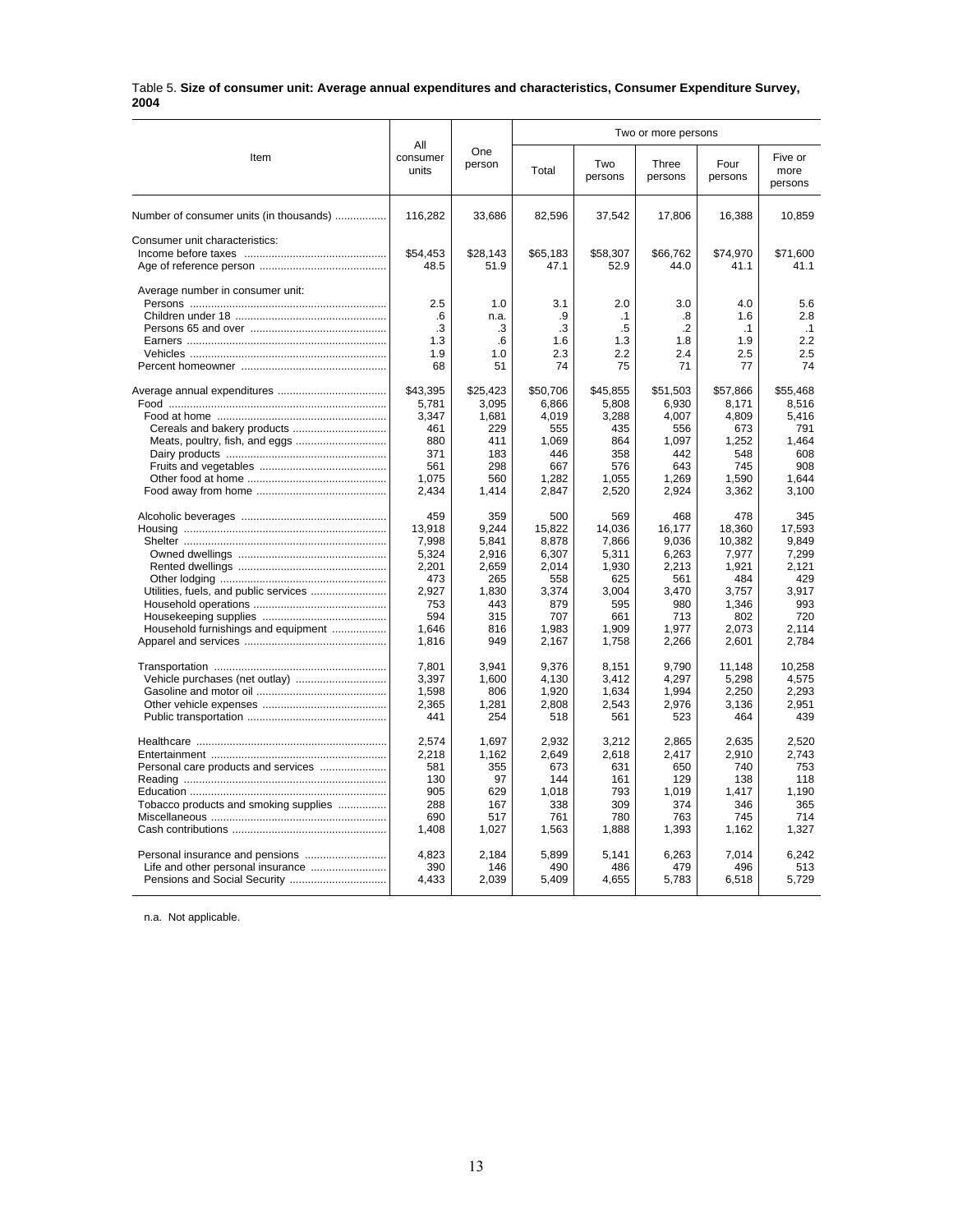Table 5. **Size of consumer unit: Average annual expenditures and characteristics, Consumer Expenditure Survey, 2004**

| Item | All consumer units | One person | Two or more persons: Total | Two persons | Three persons | Four persons | Five or more persons |
|---|---|---|---|---|---|---|---|
| Number of consumer units (in thousands) | 116,282 | 33,686 | 82,596 | 37,542 | 17,806 | 16,388 | 10,859 |
| Consumer unit characteristics: | | | | | | | |
| Income before taxes | $54,453 | $28,143 | $65,183 | $58,307 | $66,762 | $74,970 | $71,600 |
| Age of reference person | 48.5 | 51.9 | 47.1 | 52.9 | 44.0 | 41.1 | 41.1 |
| Average number in consumer unit: | | | | | | | |
| Persons | 2.5 | 1.0 | 3.1 | 2.0 | 3.0 | 4.0 | 5.6 |
| Children under 18 | .6 | n.a. | .9 | .1 | .8 | 1.6 | 2.8 |
| Persons 65 and over | .3 | .3 | .3 | .5 | .2 | .1 | .1 |
| Earners | 1.3 | .6 | 1.6 | 1.3 | 1.8 | 1.9 | 2.2 |
| Vehicles | 1.9 | 1.0 | 2.3 | 2.2 | 2.4 | 2.5 | 2.5 |
| Percent homeowner | 68 | 51 | 74 | 75 | 71 | 77 | 74 |
| Average annual expenditures | $43,395 | $25,423 | $50,706 | $45,855 | $51,503 | $57,866 | $55,468 |
| Food | 5,781 | 3,095 | 6,866 | 5,808 | 6,930 | 8,171 | 8,516 |
| Food at home | 3,347 | 1,681 | 4,019 | 3,288 | 4,007 | 4,809 | 5,416 |
| Cereals and bakery products | 461 | 229 | 555 | 435 | 556 | 673 | 791 |
| Meats, poultry, fish, and eggs | 880 | 411 | 1,069 | 864 | 1,097 | 1,252 | 1,464 |
| Dairy products | 371 | 183 | 446 | 358 | 442 | 548 | 608 |
| Fruits and vegetables | 561 | 298 | 667 | 576 | 643 | 745 | 908 |
| Other food at home | 1,075 | 560 | 1,282 | 1,055 | 1,269 | 1,590 | 1,644 |
| Food away from home | 2,434 | 1,414 | 2,847 | 2,520 | 2,924 | 3,362 | 3,100 |
| Alcoholic beverages | 459 | 359 | 500 | 569 | 468 | 478 | 345 |
| Housing | 13,918 | 9,244 | 15,822 | 14,036 | 16,177 | 18,360 | 17,593 |
| Shelter | 7,998 | 5,841 | 8,878 | 7,866 | 9,036 | 10,382 | 9,849 |
| Owned dwellings | 5,324 | 2,916 | 6,307 | 5,311 | 6,263 | 7,977 | 7,299 |
| Rented dwellings | 2,201 | 2,659 | 2,014 | 1,930 | 2,213 | 1,921 | 2,121 |
| Other lodging | 473 | 265 | 558 | 625 | 561 | 484 | 429 |
| Utilities, fuels, and public services | 2,927 | 1,830 | 3,374 | 3,004 | 3,470 | 3,757 | 3,917 |
| Household operations | 753 | 443 | 879 | 595 | 980 | 1,346 | 993 |
| Housekeeping supplies | 594 | 315 | 707 | 661 | 713 | 802 | 720 |
| Household furnishings and equipment | 1,646 | 816 | 1,983 | 1,909 | 1,977 | 2,073 | 2,114 |
| Apparel and services | 1,816 | 949 | 2,167 | 1,758 | 2,266 | 2,601 | 2,784 |
| Transportation | 7,801 | 3,941 | 9,376 | 8,151 | 9,790 | 11,148 | 10,258 |
| Vehicle purchases (net outlay) | 3,397 | 1,600 | 4,130 | 3,412 | 4,297 | 5,298 | 4,575 |
| Gasoline and motor oil | 1,598 | 806 | 1,920 | 1,634 | 1,994 | 2,250 | 2,293 |
| Other vehicle expenses | 2,365 | 1,281 | 2,808 | 2,543 | 2,976 | 3,136 | 2,951 |
| Public transportation | 441 | 254 | 518 | 561 | 523 | 464 | 439 |
| Healthcare | 2,574 | 1,697 | 2,932 | 3,212 | 2,865 | 2,635 | 2,520 |
| Entertainment | 2,218 | 1,162 | 2,649 | 2,618 | 2,417 | 2,910 | 2,743 |
| Personal care products and services | 581 | 355 | 673 | 631 | 650 | 740 | 753 |
| Reading | 130 | 97 | 144 | 161 | 129 | 138 | 118 |
| Education | 905 | 629 | 1,018 | 793 | 1,019 | 1,417 | 1,190 |
| Tobacco products and smoking supplies | 288 | 167 | 338 | 309 | 374 | 346 | 365 |
| Miscellaneous | 690 | 517 | 761 | 780 | 763 | 745 | 714 |
| Cash contributions | 1,408 | 1,027 | 1,563 | 1,888 | 1,393 | 1,162 | 1,327 |
| Personal insurance and pensions | 4,823 | 2,184 | 5,899 | 5,141 | 6,263 | 7,014 | 6,242 |
| Life and other personal insurance | 390 | 146 | 490 | 486 | 479 | 496 | 513 |
| Pensions and Social Security | 4,433 | 2,039 | 5,409 | 4,655 | 5,783 | 6,518 | 5,729 |

n.a. Not applicable.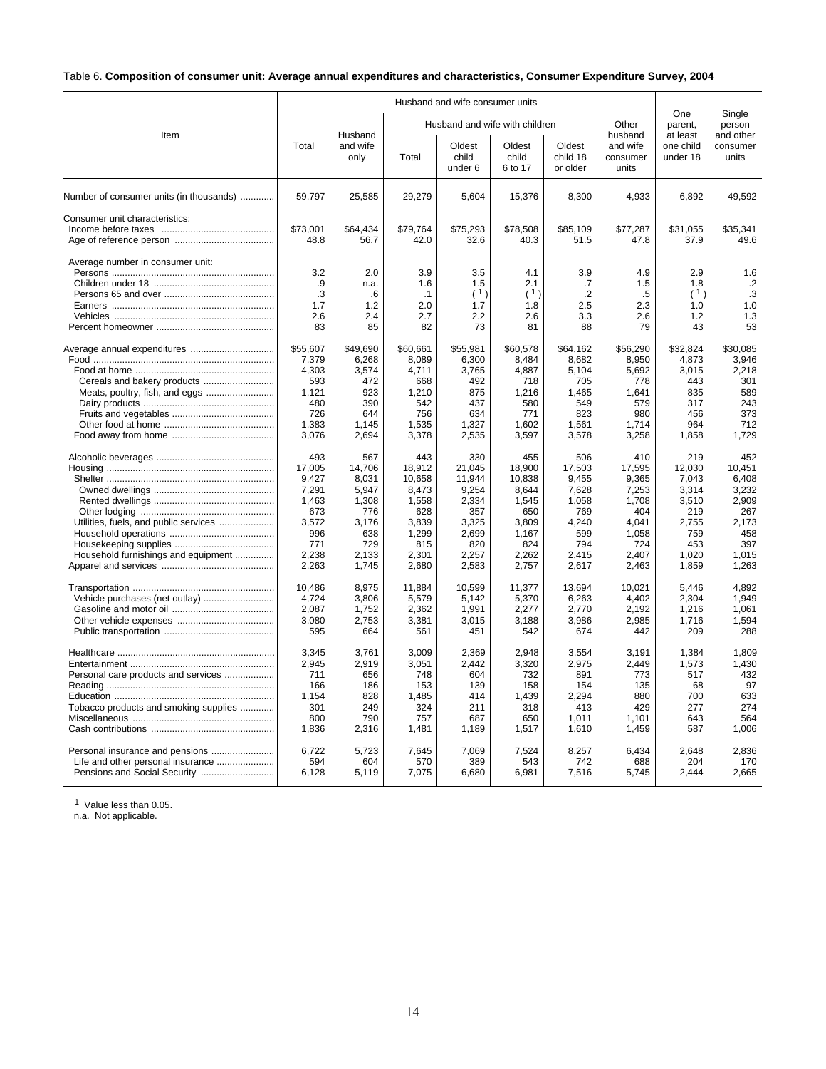Table 6. **Composition of consumer unit: Average annual expenditures and characteristics, Consumer Expenditure Survey, 2004**

| Item | Husband and wife consumer units | | | | | | | One parent, at least one child under 18 | Single person and other consumer units |
|---|---|---|---|---|---|---|---|---|---|
| | Total | Husband and wife only | Husband and wife with children | | | | Other husband and wife consumer units | | |
| | | | Total | Oldest child under 6 | Oldest child 6 to 17 | Oldest child 18 or older | | | |
| Number of consumer units (in thousands) | 59,797 | 25,585 | 29,279 | 5,604 | 15,376 | 8,300 | 4,933 | 6,892 | 49,592 |
| Consumer unit characteristics: | | | | | | | | | |
| Income before taxes | $73,001 | $64,434 | $79,764 | $75,293 | $78,508 | $85,109 | $77,287 | $31,055 | $35,341 |
| Age of reference person | 48.8 | 56.7 | 42.0 | 32.6 | 40.3 | 51.5 | 47.8 | 37.9 | 49.6 |
| Average number in consumer unit: | | | | | | | | | |
| Persons | 3.2 | 2.0 | 3.9 | 3.5 | 4.1 | 3.9 | 4.9 | 2.9 | 1.6 |
| Children under 18 | .9 | n.a. | 1.6 | 1.5 | 2.1 | .7 | 1.5 | 1.8 | .2 |
| Persons 65 and over | .3 | .6 | .1 | (1) | (1) | .2 | .5 | (1) | .3 |
| Earners | 1.7 | 1.2 | 2.0 | 1.7 | 1.8 | 2.5 | 2.3 | 1.0 | 1.0 |
| Vehicles | 2.6 | 2.4 | 2.7 | 2.2 | 2.6 | 3.3 | 2.6 | 1.2 | 1.3 |
| Percent homeowner | 83 | 85 | 82 | 73 | 81 | 88 | 79 | 43 | 53 |
| Average annual expenditures | $55,607 | $49,690 | $60,661 | $55,981 | $60,578 | $64,162 | $56,290 | $32,824 | $30,085 |
| Food | 7,379 | 6,268 | 8,089 | 6,300 | 8,484 | 8,682 | 8,950 | 4,873 | 3,946 |
| Food at home | 4,303 | 3,574 | 4,711 | 3,765 | 4,887 | 5,104 | 5,692 | 3,015 | 2,218 |
| Cereals and bakery products | 593 | 472 | 668 | 492 | 718 | 705 | 778 | 443 | 301 |
| Meats, poultry, fish, and eggs | 1,121 | 923 | 1,210 | 875 | 1,216 | 1,465 | 1,641 | 835 | 589 |
| Dairy products | 480 | 390 | 542 | 437 | 580 | 549 | 579 | 317 | 243 |
| Fruits and vegetables | 726 | 644 | 756 | 634 | 771 | 823 | 980 | 456 | 373 |
| Other food at home | 1,383 | 1,145 | 1,535 | 1,327 | 1,602 | 1,561 | 1,714 | 964 | 712 |
| Food away from home | 3,076 | 2,694 | 3,378 | 2,535 | 3,597 | 3,578 | 3,258 | 1,858 | 1,729 |
| Alcoholic beverages | 493 | 567 | 443 | 330 | 455 | 506 | 410 | 219 | 452 |
| Housing | 17,005 | 14,706 | 18,912 | 21,045 | 18,900 | 17,503 | 17,595 | 12,030 | 10,451 |
| Shelter | 9,427 | 8,031 | 10,658 | 11,944 | 10,838 | 9,455 | 9,365 | 7,043 | 6,408 |
| Owned dwellings | 7,291 | 5,947 | 8,473 | 9,254 | 8,644 | 7,628 | 7,253 | 3,314 | 3,232 |
| Rented dwellings | 1,463 | 1,308 | 1,558 | 2,334 | 1,545 | 1,058 | 1,708 | 3,510 | 2,909 |
| Other lodging | 673 | 776 | 628 | 357 | 650 | 769 | 404 | 219 | 267 |
| Utilities, fuels, and public services | 3,572 | 3,176 | 3,839 | 3,325 | 3,809 | 4,240 | 4,041 | 2,755 | 2,173 |
| Household operations | 996 | 638 | 1,299 | 2,699 | 1,167 | 599 | 1,058 | 759 | 458 |
| Housekeeping supplies | 771 | 729 | 815 | 820 | 824 | 794 | 724 | 453 | 397 |
| Household furnishings and equipment | 2,238 | 2,133 | 2,301 | 2,257 | 2,262 | 2,415 | 2,407 | 1,020 | 1,015 |
| Apparel and services | 2,263 | 1,745 | 2,680 | 2,583 | 2,757 | 2,617 | 2,463 | 1,859 | 1,263 |
| Transportation | 10,486 | 8,975 | 11,884 | 10,599 | 11,377 | 13,694 | 10,021 | 5,446 | 4,892 |
| Vehicle purchases (net outlay) | 4,724 | 3,806 | 5,579 | 5,142 | 5,370 | 6,263 | 4,402 | 2,304 | 1,949 |
| Gasoline and motor oil | 2,087 | 1,752 | 2,362 | 1,991 | 2,277 | 2,770 | 2,192 | 1,216 | 1,061 |
| Other vehicle expenses | 3,080 | 2,753 | 3,381 | 3,015 | 3,188 | 3,986 | 2,985 | 1,716 | 1,594 |
| Public transportation | 595 | 664 | 561 | 451 | 542 | 674 | 442 | 209 | 288 |
| Healthcare | 3,345 | 3,761 | 3,009 | 2,369 | 2,948 | 3,554 | 3,191 | 1,384 | 1,809 |
| Entertainment | 2,945 | 2,919 | 3,051 | 2,442 | 3,320 | 2,975 | 2,449 | 1,573 | 1,430 |
| Personal care products and services | 711 | 656 | 748 | 604 | 732 | 891 | 773 | 517 | 432 |
| Reading | 166 | 186 | 153 | 139 | 158 | 154 | 135 | 68 | 97 |
| Education | 1,154 | 828 | 1,485 | 414 | 1,439 | 2,294 | 880 | 700 | 633 |
| Tobacco products and smoking supplies | 301 | 249 | 324 | 211 | 318 | 413 | 429 | 277 | 274 |
| Miscellaneous | 800 | 790 | 757 | 687 | 650 | 1,011 | 1,101 | 643 | 564 |
| Cash contributions | 1,836 | 2,316 | 1,481 | 1,189 | 1,517 | 1,610 | 1,459 | 587 | 1,006 |
| Personal insurance and pensions | 6,722 | 5,723 | 7,645 | 7,069 | 7,524 | 8,257 | 6,434 | 2,648 | 2,836 |
| Life and other personal insurance | 594 | 604 | 570 | 389 | 543 | 742 | 688 | 204 | 170 |
| Pensions and Social Security | 6,128 | 5,119 | 7,075 | 6,680 | 6,981 | 7,516 | 5,745 | 2,444 | 2,665 |

[1] Value less than 0.05.
n.a. Not applicable.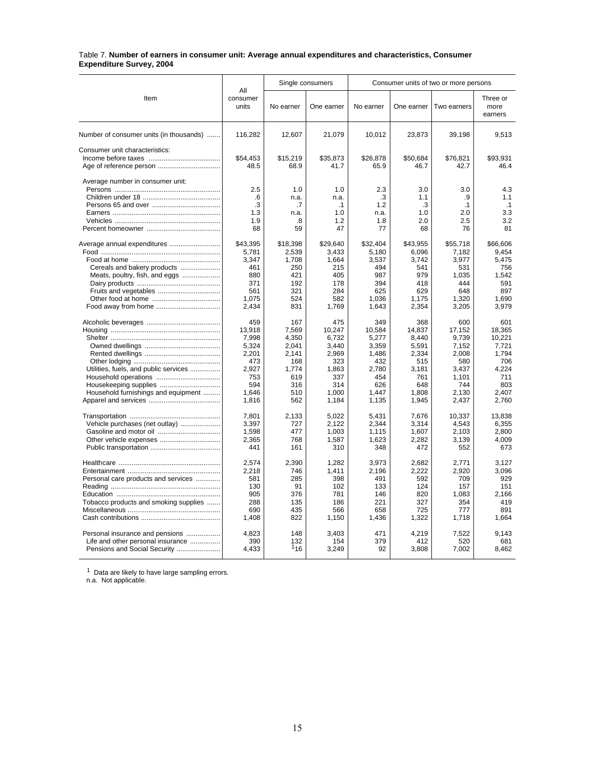Table 7. **Number of earners in consumer unit: Average annual expenditures and characteristics, Consumer Expenditure Survey, 2004**

| Item | All consumer units | Single consumers | | Consumer units of two or more persons | | | |
|---|---|---|---|---|---|---|---|
| | | No earner | One earner | No earner | One earner | Two earners | Three or more earners |
| Number of consumer units (in thousands) | 116,282 | 12,607 | 21,079 | 10,012 | 23,873 | 39,198 | 9,513 |
| Consumer unit characteristics: | | | | | | | |
| Income before taxes | $54,453 | $15,219 | $35,873 | $26,878 | $50,684 | $76,821 | $93,931 |
| Age of reference person | 48.5 | 68.9 | 41.7 | 65.9 | 46.7 | 42.7 | 46.4 |
| Average number in consumer unit: | | | | | | | |
| Persons | 2.5 | 1.0 | 1.0 | 2.3 | 3.0 | 3.0 | 4.3 |
| Children under 18 | .6 | n.a. | n.a. | .3 | 1.1 | .9 | 1.1 |
| Persons 65 and over | .3 | .7 | .1 | 1.2 | .3 | .1 | .1 |
| Earners | 1.3 | n.a. | 1.0 | n.a. | 1.0 | 2.0 | 3.3 |
| Vehicles | 1.9 | .8 | 1.2 | 1.8 | 2.0 | 2.5 | 3.2 |
| Percent homeowner | 68 | 59 | 47 | 77 | 68 | 76 | 81 |
| Average annual expenditures | $43,395 | $18,398 | $29,640 | $32,404 | $43,955 | $55,718 | $66,606 |
| Food | 5,781 | 2,539 | 3,433 | 5,180 | 6,096 | 7,182 | 9,454 |
| Food at home | 3,347 | 1,708 | 1,664 | 3,537 | 3,742 | 3,977 | 5,475 |
| Cereals and bakery products | 461 | 250 | 215 | 494 | 541 | 531 | 756 |
| Meats, poultry, fish, and eggs | 880 | 421 | 405 | 987 | 979 | 1,035 | 1,542 |
| Dairy products | 371 | 192 | 178 | 394 | 418 | 444 | 591 |
| Fruits and vegetables | 561 | 321 | 284 | 625 | 629 | 648 | 897 |
| Other food at home | 1,075 | 524 | 582 | 1,036 | 1,175 | 1,320 | 1,690 |
| Food away from home | 2,434 | 831 | 1,769 | 1,643 | 2,354 | 3,205 | 3,979 |
| Alcoholic beverages | 459 | 167 | 475 | 349 | 368 | 600 | 601 |
| Housing | 13,918 | 7,569 | 10,247 | 10,584 | 14,837 | 17,152 | 18,365 |
| Shelter | 7,998 | 4,350 | 6,732 | 5,277 | 8,440 | 9,739 | 10,221 |
| Owned dwellings | 5,324 | 2,041 | 3,440 | 3,359 | 5,591 | 7,152 | 7,721 |
| Rented dwellings | 2,201 | 2,141 | 2,969 | 1,486 | 2,334 | 2,008 | 1,794 |
| Other lodging | 473 | 168 | 323 | 432 | 515 | 580 | 706 |
| Utilities, fuels, and public services | 2,927 | 1,774 | 1,863 | 2,780 | 3,181 | 3,437 | 4,224 |
| Household operations | 753 | 619 | 337 | 454 | 761 | 1,101 | 711 |
| Housekeeping supplies | 594 | 316 | 314 | 626 | 648 | 744 | 803 |
| Household furnishings and equipment | 1,646 | 510 | 1,000 | 1,447 | 1,808 | 2,130 | 2,407 |
| Apparel and services | 1,816 | 562 | 1,184 | 1,135 | 1,945 | 2,437 | 2,760 |
| Transportation | 7,801 | 2,133 | 5,022 | 5,431 | 7,676 | 10,337 | 13,838 |
| Vehicle purchases (net outlay) | 3,397 | 727 | 2,122 | 2,344 | 3,314 | 4,543 | 6,355 |
| Gasoline and motor oil | 1,598 | 477 | 1,003 | 1,115 | 1,607 | 2,103 | 2,800 |
| Other vehicle expenses | 2,365 | 768 | 1,587 | 1,623 | 2,282 | 3,139 | 4,009 |
| Public transportation | 441 | 161 | 310 | 348 | 472 | 552 | 673 |
| Healthcare | 2,574 | 2,390 | 1,282 | 3,973 | 2,682 | 2,771 | 3,127 |
| Entertainment | 2,218 | 746 | 1,411 | 2,196 | 2,222 | 2,920 | 3,096 |
| Personal care products and services | 581 | 285 | 398 | 491 | 592 | 709 | 929 |
| Reading | 130 | 91 | 102 | 133 | 124 | 157 | 151 |
| Education | 905 | 376 | 781 | 146 | 820 | 1,083 | 2,166 |
| Tobacco products and smoking supplies | 288 | 135 | 186 | 221 | 327 | 354 | 419 |
| Miscellaneous | 690 | 435 | 566 | 658 | 725 | 777 | 891 |
| Cash contributions | 1,408 | 822 | 1,150 | 1,436 | 1,322 | 1,718 | 1,664 |
| Personal insurance and pensions | 4,823 | 148 | 3,403 | 471 | 4,219 | 7,522 | 9,143 |
| Life and other personal insurance | 390 | 132 | 154 | 379 | 412 | 520 | 681 |
| Pensions and Social Security | 4,433 | [1]16 | 3,249 | 92 | 3,808 | 7,002 | 8,462 |

[1] Data are likely to have large sampling errors.
n.a. Not applicable.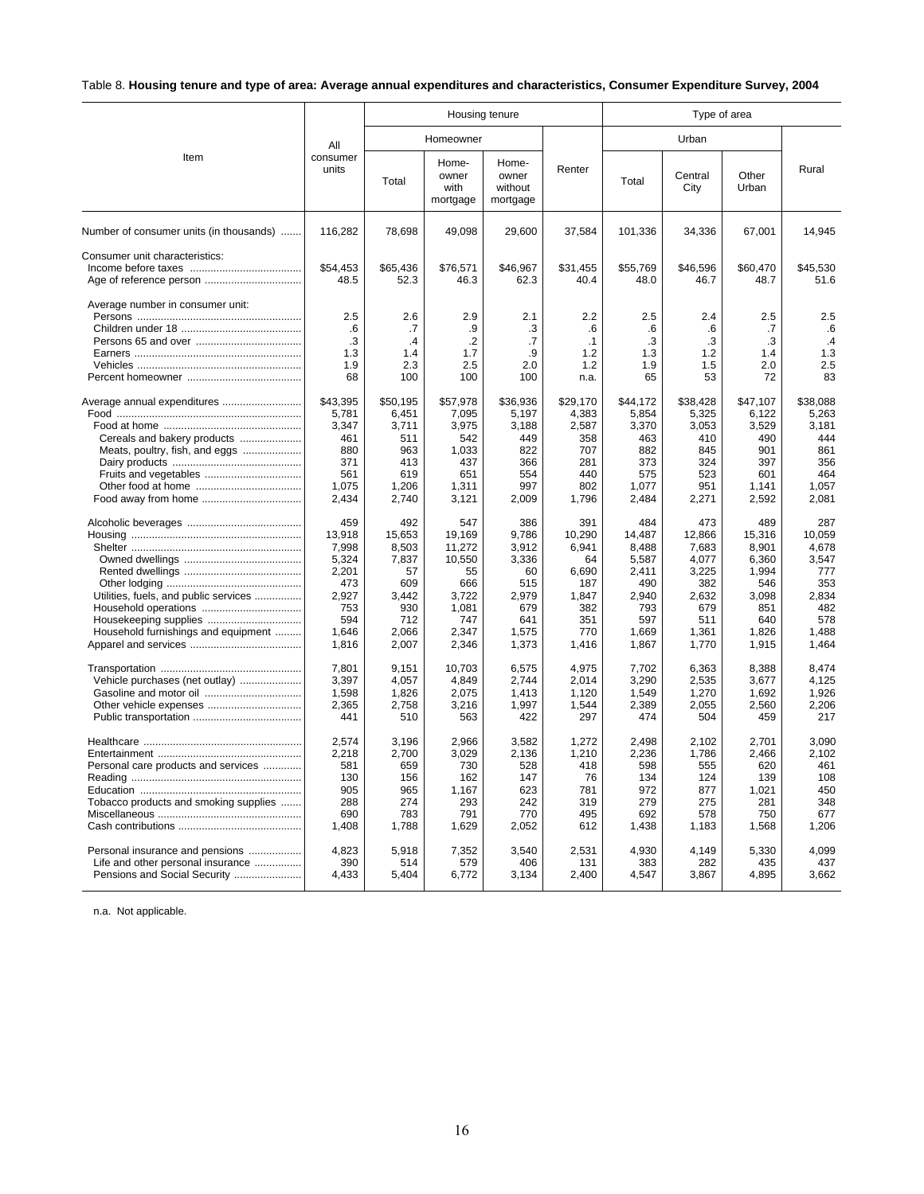Table 8. **Housing tenure and type of area: Average annual expenditures and characteristics, Consumer Expenditure Survey, 2004**

| Item | All consumer units | Housing tenure | | | | Type of area | | | |
|---|---|---|---|---|---|---|---|---|---|
| | | Homeowner | | | Renter | Urban | | | Rural |
| | | Total | Home-owner with mortgage | Home-owner without mortgage | | Total | Central City | Other Urban | |
| Number of consumer units (in thousands) | 116,282 | 78,698 | 49,098 | 29,600 | 37,584 | 101,336 | 34,336 | 67,001 | 14,945 |
| Consumer unit characteristics: | | | | | | | | | |
| Income before taxes | $54,453 | $65,436 | $76,571 | $46,967 | $31,455 | $55,769 | $46,596 | $60,470 | $45,530 |
| Age of reference person | 48.5 | 52.3 | 46.3 | 62.3 | 40.4 | 48.0 | 46.7 | 48.7 | 51.6 |
| Average number in consumer unit: | | | | | | | | | |
| Persons | 2.5 | 2.6 | 2.9 | 2.1 | 2.2 | 2.5 | 2.4 | 2.5 | 2.5 |
| Children under 18 | .6 | .7 | .9 | .3 | .6 | .6 | .6 | .7 | .6 |
| Persons 65 and over | .3 | .4 | .2 | .7 | .1 | .3 | .3 | .3 | .4 |
| Earners | 1.3 | 1.4 | 1.7 | .9 | 1.2 | 1.3 | 1.2 | 1.4 | 1.3 |
| Vehicles | 1.9 | 2.3 | 2.5 | 2.0 | 1.2 | 1.9 | 1.5 | 2.0 | 2.5 |
| Percent homeowner | 68 | 100 | 100 | 100 | n.a. | 65 | 53 | 72 | 83 |
| Average annual expenditures | $43,395 | $50,195 | $57,978 | $36,936 | $29,170 | $44,172 | $38,428 | $47,107 | $38,088 |
| Food | 5,781 | 6,451 | 7,095 | 5,197 | 4,383 | 5,854 | 5,325 | 6,122 | 5,263 |
| Food at home | 3,347 | 3,711 | 3,975 | 3,188 | 2,587 | 3,370 | 3,053 | 3,529 | 3,181 |
| Cereals and bakery products | 461 | 511 | 542 | 449 | 358 | 463 | 410 | 490 | 444 |
| Meats, poultry, fish, and eggs | 880 | 963 | 1,033 | 822 | 707 | 882 | 845 | 901 | 861 |
| Dairy products | 371 | 413 | 437 | 366 | 281 | 373 | 324 | 397 | 356 |
| Fruits and vegetables | 561 | 619 | 651 | 554 | 440 | 575 | 523 | 601 | 464 |
| Other food at home | 1,075 | 1,206 | 1,311 | 997 | 802 | 1,077 | 951 | 1,141 | 1,057 |
| Food away from home | 2,434 | 2,740 | 3,121 | 2,009 | 1,796 | 2,484 | 2,271 | 2,592 | 2,081 |
| Alcoholic beverages | 459 | 492 | 547 | 386 | 391 | 484 | 473 | 489 | 287 |
| Housing | 13,918 | 15,653 | 19,169 | 9,786 | 10,290 | 14,487 | 12,866 | 15,316 | 10,059 |
| Shelter | 7,998 | 8,503 | 11,272 | 3,912 | 6,941 | 8,488 | 7,683 | 8,901 | 4,678 |
| Owned dwellings | 5,324 | 7,837 | 10,550 | 3,336 | 64 | 5,587 | 4,077 | 6,360 | 3,547 |
| Rented dwellings | 2,201 | 57 | 55 | 60 | 6,690 | 2,411 | 3,225 | 1,994 | 777 |
| Other lodging | 473 | 609 | 666 | 515 | 187 | 490 | 382 | 546 | 353 |
| Utilities, fuels, and public services | 2,927 | 3,442 | 3,722 | 2,979 | 1,847 | 2,940 | 2,632 | 3,098 | 2,834 |
| Household operations | 753 | 930 | 1,081 | 679 | 382 | 793 | 679 | 851 | 482 |
| Housekeeping supplies | 594 | 712 | 747 | 641 | 351 | 597 | 511 | 640 | 578 |
| Household furnishings and equipment | 1,646 | 2,066 | 2,347 | 1,575 | 770 | 1,669 | 1,361 | 1,826 | 1,488 |
| Apparel and services | 1,816 | 2,007 | 2,346 | 1,373 | 1,416 | 1,867 | 1,770 | 1,915 | 1,464 |
| Transportation | 7,801 | 9,151 | 10,703 | 6,575 | 4,975 | 7,702 | 6,363 | 8,388 | 8,474 |
| Vehicle purchases (net outlay) | 3,397 | 4,057 | 4,849 | 2,744 | 2,014 | 3,290 | 2,535 | 3,677 | 4,125 |
| Gasoline and motor oil | 1,598 | 1,826 | 2,075 | 1,413 | 1,120 | 1,549 | 1,270 | 1,692 | 1,926 |
| Other vehicle expenses | 2,365 | 2,758 | 3,216 | 1,997 | 1,544 | 2,389 | 2,055 | 2,560 | 2,206 |
| Public transportation | 441 | 510 | 563 | 422 | 297 | 474 | 504 | 459 | 217 |
| Healthcare | 2,574 | 3,196 | 2,966 | 3,582 | 1,272 | 2,498 | 2,102 | 2,701 | 3,090 |
| Entertainment | 2,218 | 2,700 | 3,029 | 2,136 | 1,210 | 2,236 | 1,786 | 2,466 | 2,102 |
| Personal care products and services | 581 | 659 | 730 | 528 | 418 | 598 | 555 | 620 | 461 |
| Reading | 130 | 156 | 162 | 147 | 76 | 134 | 124 | 139 | 108 |
| Education | 905 | 965 | 1,167 | 623 | 781 | 972 | 877 | 1,021 | 450 |
| Tobacco products and smoking supplies | 288 | 274 | 293 | 242 | 319 | 279 | 275 | 281 | 348 |
| Miscellaneous | 690 | 783 | 791 | 770 | 495 | 692 | 578 | 750 | 677 |
| Cash contributions | 1,408 | 1,788 | 1,629 | 2,052 | 612 | 1,438 | 1,183 | 1,568 | 1,206 |
| Personal insurance and pensions | 4,823 | 5,918 | 7,352 | 3,540 | 2,531 | 4,930 | 4,149 | 5,330 | 4,099 |
| Life and other personal insurance | 390 | 514 | 579 | 406 | 131 | 383 | 282 | 435 | 437 |
| Pensions and Social Security | 4,433 | 5,404 | 6,772 | 3,134 | 2,400 | 4,547 | 3,867 | 4,895 | 3,662 |

n.a. Not applicable.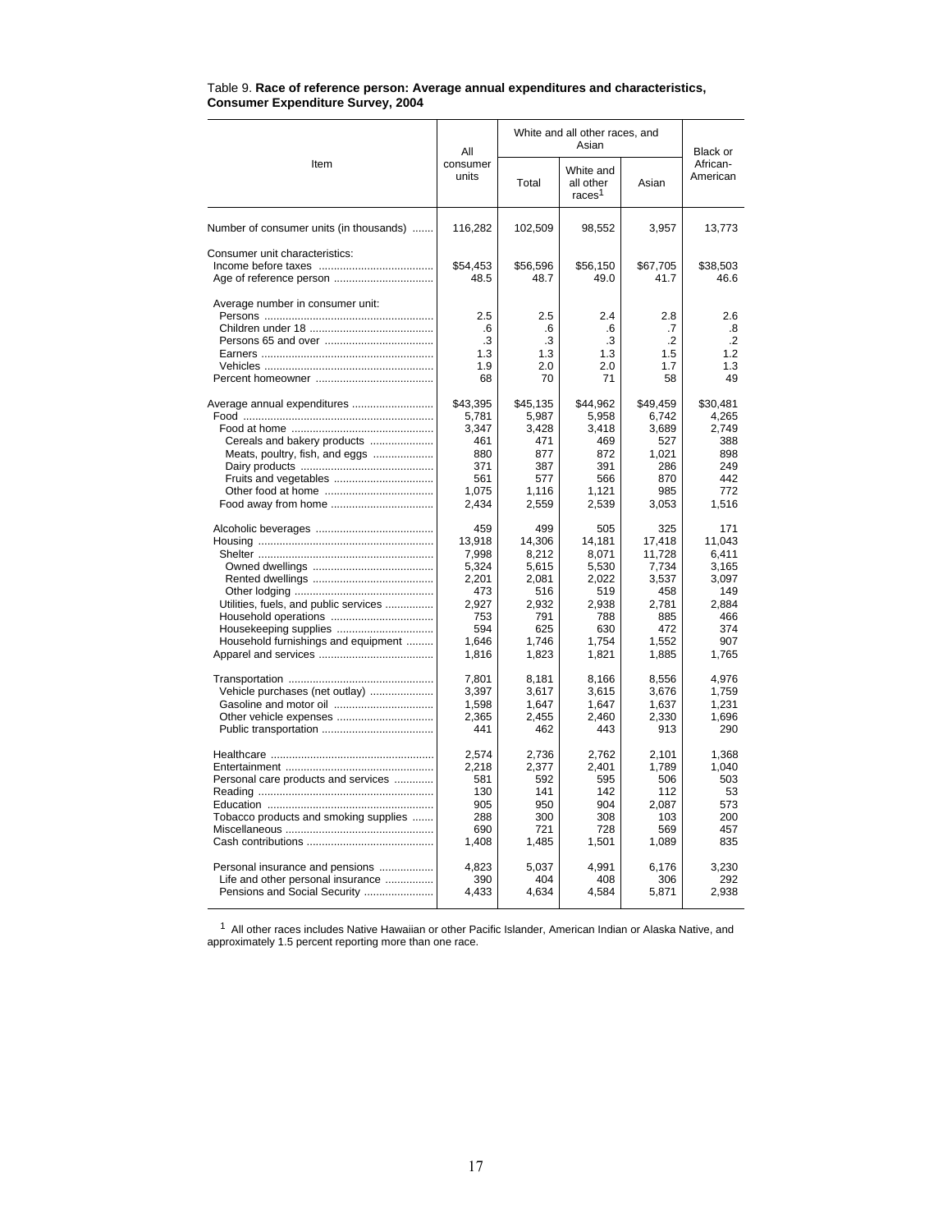Table 9. **Race of reference person: Average annual expenditures and characteristics, Consumer Expenditure Survey, 2004**

| Item | All consumer units | White and all other races, and Asian | | | Black or African-American |
|---|---|---|---|---|---|
| | | Total | White and all other races[1] | Asian | |
| Number of consumer units (in thousands) | 116,282 | 102,509 | 98,552 | 3,957 | 13,773 |
| Consumer unit characteristics: | | | | | |
| Income before taxes | $54,453 | $56,596 | $56,150 | $67,705 | $38,503 |
| Age of reference person | 48.5 | 48.7 | 49.0 | 41.7 | 46.6 |
| Average number in consumer unit: | | | | | |
| Persons | 2.5 | 2.5 | 2.4 | 2.8 | 2.6 |
| Children under 18 | .6 | .6 | .6 | .7 | .8 |
| Persons 65 and over | .3 | .3 | .3 | .2 | .2 |
| Earners | 1.3 | 1.3 | 1.3 | 1.5 | 1.2 |
| Vehicles | 1.9 | 2.0 | 2.0 | 1.7 | 1.3 |
| Percent homeowner | 68 | 70 | 71 | 58 | 49 |
| Average annual expenditures | $43,395 | $45,135 | $44,962 | $49,459 | $30,481 |
| Food | 5,781 | 5,987 | 5,958 | 6,742 | 4,265 |
| Food at home | 3,347 | 3,428 | 3,418 | 3,689 | 2,749 |
| Cereals and bakery products | 461 | 471 | 469 | 527 | 388 |
| Meats, poultry, fish, and eggs | 880 | 877 | 872 | 1,021 | 898 |
| Dairy products | 371 | 387 | 391 | 286 | 249 |
| Fruits and vegetables | 561 | 577 | 566 | 870 | 442 |
| Other food at home | 1,075 | 1,116 | 1,121 | 985 | 772 |
| Food away from home | 2,434 | 2,559 | 2,539 | 3,053 | 1,516 |
| Alcoholic beverages | 459 | 499 | 505 | 325 | 171 |
| Housing | 13,918 | 14,306 | 14,181 | 17,418 | 11,043 |
| Shelter | 7,998 | 8,212 | 8,071 | 11,728 | 6,411 |
| Owned dwellings | 5,324 | 5,615 | 5,530 | 7,734 | 3,165 |
| Rented dwellings | 2,201 | 2,081 | 2,022 | 3,537 | 3,097 |
| Other lodging | 473 | 516 | 519 | 458 | 149 |
| Utilities, fuels, and public services | 2,927 | 2,932 | 2,938 | 2,781 | 2,884 |
| Household operations | 753 | 791 | 788 | 885 | 466 |
| Housekeeping supplies | 594 | 625 | 630 | 472 | 374 |
| Household furnishings and equipment | 1,646 | 1,746 | 1,754 | 1,552 | 907 |
| Apparel and services | 1,816 | 1,823 | 1,821 | 1,885 | 1,765 |
| Transportation | 7,801 | 8,181 | 8,166 | 8,556 | 4,976 |
| Vehicle purchases (net outlay) | 3,397 | 3,617 | 3,615 | 3,676 | 1,759 |
| Gasoline and motor oil | 1,598 | 1,647 | 1,647 | 1,637 | 1,231 |
| Other vehicle expenses | 2,365 | 2,455 | 2,460 | 2,330 | 1,696 |
| Public transportation | 441 | 462 | 443 | 913 | 290 |
| Healthcare | 2,574 | 2,736 | 2,762 | 2,101 | 1,368 |
| Entertainment | 2,218 | 2,377 | 2,401 | 1,789 | 1,040 |
| Personal care products and services | 581 | 592 | 595 | 506 | 503 |
| Reading | 130 | 141 | 142 | 112 | 53 |
| Education | 905 | 950 | 904 | 2,087 | 573 |
| Tobacco products and smoking supplies | 288 | 300 | 308 | 103 | 200 |
| Miscellaneous | 690 | 721 | 728 | 569 | 457 |
| Cash contributions | 1,408 | 1,485 | 1,501 | 1,089 | 835 |
| Personal insurance and pensions | 4,823 | 5,037 | 4,991 | 6,176 | 3,230 |
| Life and other personal insurance | 390 | 404 | 408 | 306 | 292 |
| Pensions and Social Security | 4,433 | 4,634 | 4,584 | 5,871 | 2,938 |

[1] All other races includes Native Hawaiian or other Pacific Islander, American Indian or Alaska Native, and approximately 1.5 percent reporting more than one race.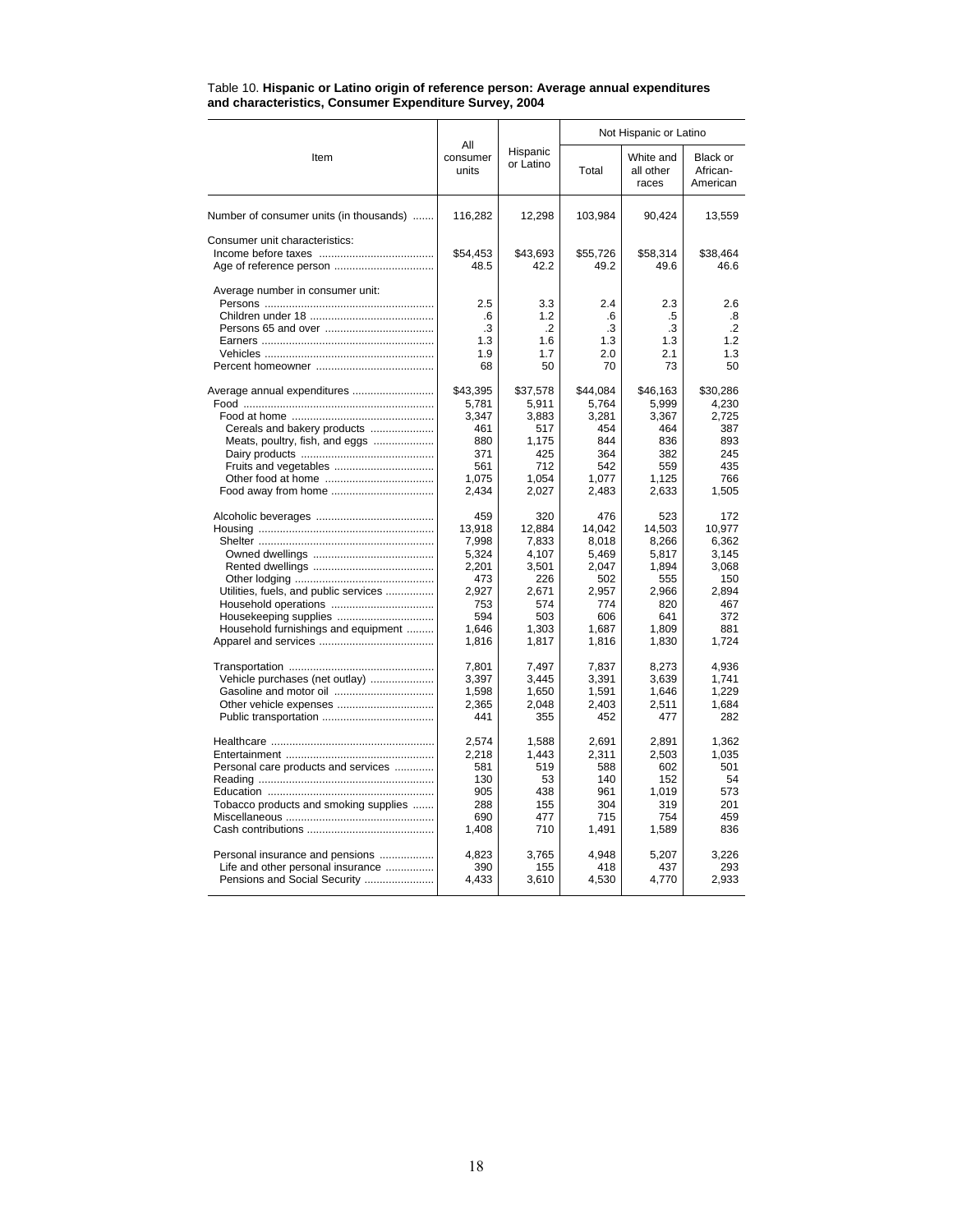Table 10. **Hispanic or Latino origin of reference person: Average annual expenditures and characteristics, Consumer Expenditure Survey, 2004**

| Item | All consumer units | Hispanic or Latino | Not Hispanic or Latino | | |
|---|---|---|---|---|---|
| | | | Total | White and all other races | Black or African-American |
| Number of consumer units (in thousands) | 116,282 | 12,298 | 103,984 | 90,424 | 13,559 |
| Consumer unit characteristics: | | | | | |
| Income before taxes | $54,453 | $43,693 | $55,726 | $58,314 | $38,464 |
| Age of reference person | 48.5 | 42.2 | 49.2 | 49.6 | 46.6 |
| Average number in consumer unit: | | | | | |
| Persons | 2.5 | 3.3 | 2.4 | 2.3 | 2.6 |
| Children under 18 | .6 | 1.2 | .6 | .5 | .8 |
| Persons 65 and over | .3 | .2 | .3 | .3 | .2 |
| Earners | 1.3 | 1.6 | 1.3 | 1.3 | 1.2 |
| Vehicles | 1.9 | 1.7 | 2.0 | 2.1 | 1.3 |
| Percent homeowner | 68 | 50 | 70 | 73 | 50 |
| Average annual expenditures | $43,395 | $37,578 | $44,084 | $46,163 | $30,286 |
| Food | 5,781 | 5,911 | 5,764 | 5,999 | 4,230 |
| Food at home | 3,347 | 3,883 | 3,281 | 3,367 | 2,725 |
| Cereals and bakery products | 461 | 517 | 454 | 464 | 387 |
| Meats, poultry, fish, and eggs | 880 | 1,175 | 844 | 836 | 893 |
| Dairy products | 371 | 425 | 364 | 382 | 245 |
| Fruits and vegetables | 561 | 712 | 542 | 559 | 435 |
| Other food at home | 1,075 | 1,054 | 1,077 | 1,125 | 766 |
| Food away from home | 2,434 | 2,027 | 2,483 | 2,633 | 1,505 |
| Alcoholic beverages | 459 | 320 | 476 | 523 | 172 |
| Housing | 13,918 | 12,884 | 14,042 | 14,503 | 10,977 |
| Shelter | 7,998 | 7,833 | 8,018 | 8,266 | 6,362 |
| Owned dwellings | 5,324 | 4,107 | 5,469 | 5,817 | 3,145 |
| Rented dwellings | 2,201 | 3,501 | 2,047 | 1,894 | 3,068 |
| Other lodging | 473 | 226 | 502 | 555 | 150 |
| Utilities, fuels, and public services | 2,927 | 2,671 | 2,957 | 2,966 | 2,894 |
| Household operations | 753 | 574 | 774 | 820 | 467 |
| Housekeeping supplies | 594 | 503 | 606 | 641 | 372 |
| Household furnishings and equipment | 1,646 | 1,303 | 1,687 | 1,809 | 881 |
| Apparel and services | 1,816 | 1,817 | 1,816 | 1,830 | 1,724 |
| Transportation | 7,801 | 7,497 | 7,837 | 8,273 | 4,936 |
| Vehicle purchases (net outlay) | 3,397 | 3,445 | 3,391 | 3,639 | 1,741 |
| Gasoline and motor oil | 1,598 | 1,650 | 1,591 | 1,646 | 1,229 |
| Other vehicle expenses | 2,365 | 2,048 | 2,403 | 2,511 | 1,684 |
| Public transportation | 441 | 355 | 452 | 477 | 282 |
| Healthcare | 2,574 | 1,588 | 2,691 | 2,891 | 1,362 |
| Entertainment | 2,218 | 1,443 | 2,311 | 2,503 | 1,035 |
| Personal care products and services | 581 | 519 | 588 | 602 | 501 |
| Reading | 130 | 53 | 140 | 152 | 54 |
| Education | 905 | 438 | 961 | 1,019 | 573 |
| Tobacco products and smoking supplies | 288 | 155 | 304 | 319 | 201 |
| Miscellaneous | 690 | 477 | 715 | 754 | 459 |
| Cash contributions | 1,408 | 710 | 1,491 | 1,589 | 836 |
| Personal insurance and pensions | 4,823 | 3,765 | 4,948 | 5,207 | 3,226 |
| Life and other personal insurance | 390 | 155 | 418 | 437 | 293 |
| Pensions and Social Security | 4,433 | 3,610 | 4,530 | 4,770 | 2,933 |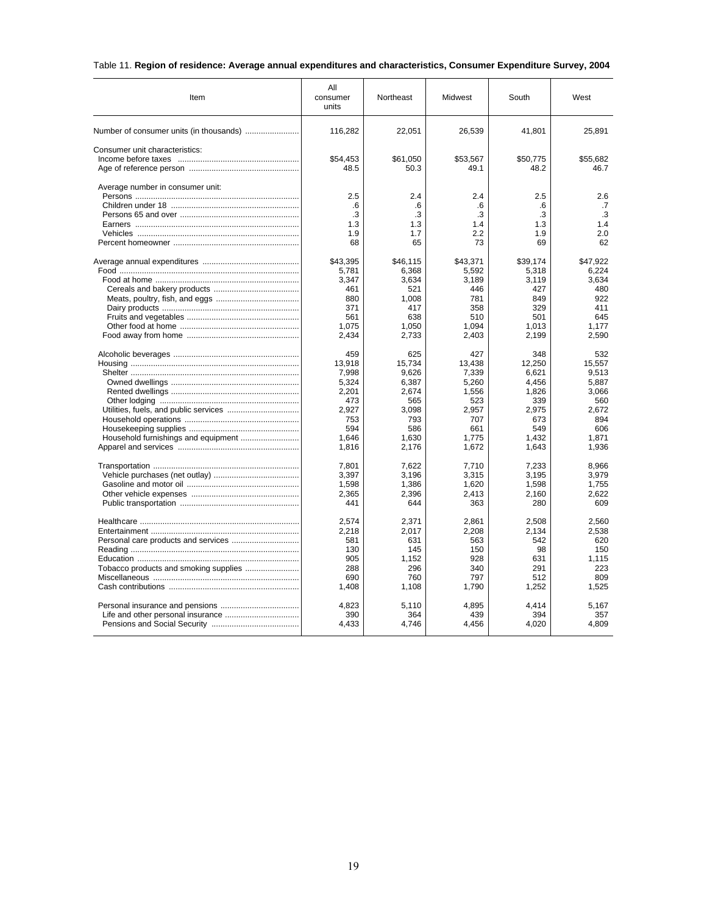Table 11. **Region of residence: Average annual expenditures and characteristics, Consumer Expenditure Survey, 2004**

| Item | All consumer units | Northeast | Midwest | South | West |
|---|---|---|---|---|---|
| Number of consumer units (in thousands) | 116,282 | 22,051 | 26,539 | 41,801 | 25,891 |
| Consumer unit characteristics: | | | | | |
| Income before taxes | $54,453 | $61,050 | $53,567 | $50,775 | $55,682 |
| Age of reference person | 48.5 | 50.3 | 49.1 | 48.2 | 46.7 |
| Average number in consumer unit: | | | | | |
| Persons | 2.5 | 2.4 | 2.4 | 2.5 | 2.6 |
| Children under 18 | .6 | .6 | .6 | .6 | .7 |
| Persons 65 and over | .3 | .3 | .3 | .3 | .3 |
| Earners | 1.3 | 1.3 | 1.4 | 1.3 | 1.4 |
| Vehicles | 1.9 | 1.7 | 2.2 | 1.9 | 2.0 |
| Percent homeowner | 68 | 65 | 73 | 69 | 62 |
| Average annual expenditures | $43,395 | $46,115 | $43,371 | $39,174 | $47,922 |
| Food | 5,781 | 6,368 | 5,592 | 5,318 | 6,224 |
| Food at home | 3,347 | 3,634 | 3,189 | 3,119 | 3,634 |
| Cereals and bakery products | 461 | 521 | 446 | 427 | 480 |
| Meats, poultry, fish, and eggs | 880 | 1,008 | 781 | 849 | 922 |
| Dairy products | 371 | 417 | 358 | 329 | 411 |
| Fruits and vegetables | 561 | 638 | 510 | 501 | 645 |
| Other food at home | 1,075 | 1,050 | 1,094 | 1,013 | 1,177 |
| Food away from home | 2,434 | 2,733 | 2,403 | 2,199 | 2,590 |
| Alcoholic beverages | 459 | 625 | 427 | 348 | 532 |
| Housing | 13,918 | 15,734 | 13,438 | 12,250 | 15,557 |
| Shelter | 7,998 | 9,626 | 7,339 | 6,621 | 9,513 |
| Owned dwellings | 5,324 | 6,387 | 5,260 | 4,456 | 5,887 |
| Rented dwellings | 2,201 | 2,674 | 1,556 | 1,826 | 3,066 |
| Other lodging | 473 | 565 | 523 | 339 | 560 |
| Utilities, fuels, and public services | 2,927 | 3,098 | 2,957 | 2,975 | 2,672 |
| Household operations | 753 | 793 | 707 | 673 | 894 |
| Housekeeping supplies | 594 | 586 | 661 | 549 | 606 |
| Household furnishings and equipment | 1,646 | 1,630 | 1,775 | 1,432 | 1,871 |
| Apparel and services | 1,816 | 2,176 | 1,672 | 1,643 | 1,936 |
| Transportation | 7,801 | 7,622 | 7,710 | 7,233 | 8,966 |
| Vehicle purchases (net outlay) | 3,397 | 3,196 | 3,315 | 3,195 | 3,979 |
| Gasoline and motor oil | 1,598 | 1,386 | 1,620 | 1,598 | 1,755 |
| Other vehicle expenses | 2,365 | 2,396 | 2,413 | 2,160 | 2,622 |
| Public transportation | 441 | 644 | 363 | 280 | 609 |
| Healthcare | 2,574 | 2,371 | 2,861 | 2,508 | 2,560 |
| Entertainment | 2,218 | 2,017 | 2,208 | 2,134 | 2,538 |
| Personal care products and services | 581 | 631 | 563 | 542 | 620 |
| Reading | 130 | 145 | 150 | 98 | 150 |
| Education | 905 | 1,152 | 928 | 631 | 1,115 |
| Tobacco products and smoking supplies | 288 | 296 | 340 | 291 | 223 |
| Miscellaneous | 690 | 760 | 797 | 512 | 809 |
| Cash contributions | 1,408 | 1,108 | 1,790 | 1,252 | 1,525 |
| Personal insurance and pensions | 4,823 | 5,110 | 4,895 | 4,414 | 5,167 |
| Life and other personal insurance | 390 | 364 | 439 | 394 | 357 |
| Pensions and Social Security | 4,433 | 4,746 | 4,456 | 4,020 | 4,809 |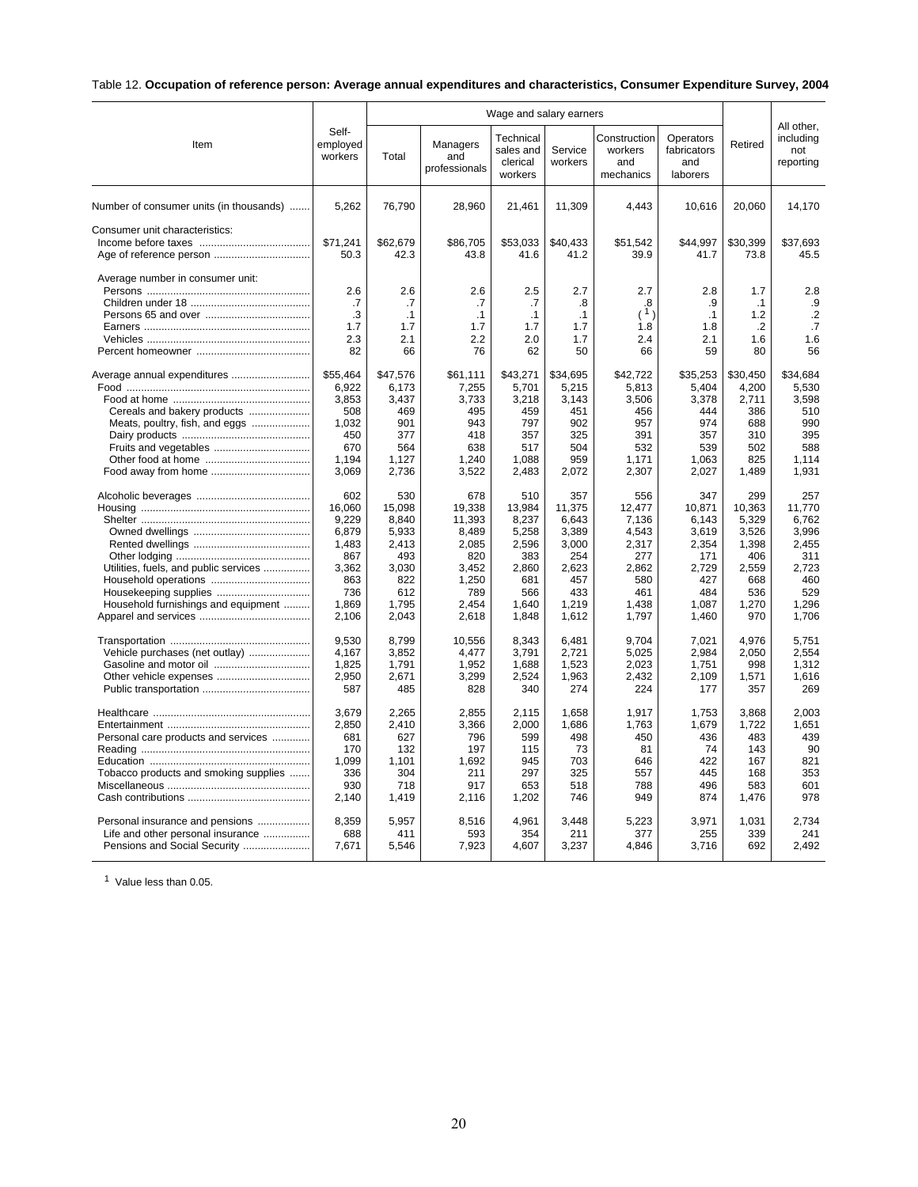Table 12. **Occupation of reference person: Average annual expenditures and characteristics, Consumer Expenditure Survey, 2004**

| Item | Self-employed workers | Wage and salary earners | | | | | | Retired | All other, including not reporting |
|---|---|---|---|---|---|---|---|---|---|
| | | Total | Managers and professionals | Technical sales and clerical workers | Service workers | Construction workers and mechanics | Operators fabricators and laborers | | |
| Number of consumer units (in thousands) | 5,262 | 76,790 | 28,960 | 21,461 | 11,309 | 4,443 | 10,616 | 20,060 | 14,170 |
| Consumer unit characteristics: | | | | | | | | | |
| Income before taxes | $71,241 | $62,679 | $86,705 | $53,033 | $40,433 | $51,542 | $44,997 | $30,399 | $37,693 |
| Age of reference person | 50.3 | 42.3 | 43.8 | 41.6 | 41.2 | 39.9 | 41.7 | 73.8 | 45.5 |
| Average number in consumer unit: | | | | | | | | | |
| Persons | 2.6 | 2.6 | 2.6 | 2.5 | 2.7 | 2.7 | 2.8 | 1.7 | 2.8 |
| Children under 18 | .7 | .7 | .7 | .7 | .8 | .8 | .9 | .1 | .9 |
| Persons 65 and over | .3 | .1 | .1 | .1 | .1 | ([1]) | .1 | 1.2 | .2 |
| Earners | 1.7 | 1.7 | 1.7 | 1.7 | 1.7 | 1.8 | 1.8 | .2 | .7 |
| Vehicles | 2.3 | 2.1 | 2.2 | 2.0 | 1.7 | 2.4 | 2.1 | 1.6 | 1.6 |
| Percent homeowner | 82 | 66 | 76 | 62 | 50 | 66 | 59 | 80 | 56 |
| Average annual expenditures | $55,464 | $47,576 | $61,111 | $43,271 | $34,695 | $42,722 | $35,253 | $30,450 | $34,684 |
| Food | 6,922 | 6,173 | 7,255 | 5,701 | 5,215 | 5,813 | 5,404 | 4,200 | 5,530 |
| Food at home | 3,853 | 3,437 | 3,733 | 3,218 | 3,143 | 3,506 | 3,378 | 2,711 | 3,598 |
| Cereals and bakery products | 508 | 469 | 495 | 459 | 451 | 456 | 444 | 386 | 510 |
| Meats, poultry, fish, and eggs | 1,032 | 901 | 943 | 797 | 902 | 957 | 974 | 688 | 990 |
| Dairy products | 450 | 377 | 418 | 357 | 325 | 391 | 357 | 310 | 395 |
| Fruits and vegetables | 670 | 564 | 638 | 517 | 504 | 532 | 539 | 502 | 588 |
| Other food at home | 1,194 | 1,127 | 1,240 | 1,088 | 959 | 1,171 | 1,063 | 825 | 1,114 |
| Food away from home | 3,069 | 2,736 | 3,522 | 2,483 | 2,072 | 2,307 | 2,027 | 1,489 | 1,931 |
| Alcoholic beverages | 602 | 530 | 678 | 510 | 357 | 556 | 347 | 299 | 257 |
| Housing | 16,060 | 15,098 | 19,338 | 13,984 | 11,375 | 12,477 | 10,871 | 10,363 | 11,770 |
| Shelter | 9,229 | 8,840 | 11,393 | 8,237 | 6,643 | 7,136 | 6,143 | 5,329 | 6,762 |
| Owned dwellings | 6,879 | 5,933 | 8,489 | 5,258 | 3,389 | 4,543 | 3,619 | 3,526 | 3,996 |
| Rented dwellings | 1,483 | 2,413 | 2,085 | 2,596 | 3,000 | 2,317 | 2,354 | 1,398 | 2,455 |
| Other lodging | 867 | 493 | 820 | 383 | 254 | 277 | 171 | 406 | 311 |
| Utilities, fuels, and public services | 3,362 | 3,030 | 3,452 | 2,860 | 2,623 | 2,862 | 2,729 | 2,559 | 2,723 |
| Household operations | 863 | 822 | 1,250 | 681 | 457 | 580 | 427 | 668 | 460 |
| Housekeeping supplies | 736 | 612 | 789 | 566 | 433 | 461 | 484 | 536 | 529 |
| Household furnishings and equipment | 1,869 | 1,795 | 2,454 | 1,640 | 1,219 | 1,438 | 1,087 | 1,270 | 1,296 |
| Apparel and services | 2,106 | 2,043 | 2,618 | 1,848 | 1,612 | 1,797 | 1,460 | 970 | 1,706 |
| Transportation | 9,530 | 8,799 | 10,556 | 8,343 | 6,481 | 9,704 | 7,021 | 4,976 | 5,751 |
| Vehicle purchases (net outlay) | 4,167 | 3,852 | 4,477 | 3,791 | 2,721 | 5,025 | 2,984 | 2,050 | 2,554 |
| Gasoline and motor oil | 1,825 | 1,791 | 1,952 | 1,688 | 1,523 | 2,023 | 1,751 | 998 | 1,312 |
| Other vehicle expenses | 2,950 | 2,671 | 3,299 | 2,524 | 1,963 | 2,432 | 2,109 | 1,571 | 1,616 |
| Public transportation | 587 | 485 | 828 | 340 | 274 | 224 | 177 | 357 | 269 |
| Healthcare | 3,679 | 2,265 | 2,855 | 2,115 | 1,658 | 1,917 | 1,753 | 3,868 | 2,003 |
| Entertainment | 2,850 | 2,410 | 3,366 | 2,000 | 1,686 | 1,763 | 1,679 | 1,722 | 1,651 |
| Personal care products and services | 681 | 627 | 796 | 599 | 498 | 450 | 436 | 483 | 439 |
| Reading | 170 | 132 | 197 | 115 | 73 | 81 | 74 | 143 | 90 |
| Education | 1,099 | 1,101 | 1,692 | 945 | 703 | 646 | 422 | 167 | 821 |
| Tobacco products and smoking supplies | 336 | 304 | 211 | 297 | 325 | 557 | 445 | 168 | 353 |
| Miscellaneous | 930 | 718 | 917 | 653 | 518 | 788 | 496 | 583 | 601 |
| Cash contributions | 2,140 | 1,419 | 2,116 | 1,202 | 746 | 949 | 874 | 1,476 | 978 |
| Personal insurance and pensions | 8,359 | 5,957 | 8,516 | 4,961 | 3,448 | 5,223 | 3,971 | 1,031 | 2,734 |
| Life and other personal insurance | 688 | 411 | 593 | 354 | 211 | 377 | 255 | 339 | 241 |
| Pensions and Social Security | 7,671 | 5,546 | 7,923 | 4,607 | 3,237 | 4,846 | 3,716 | 692 | 2,492 |

[1] Value less than 0.05.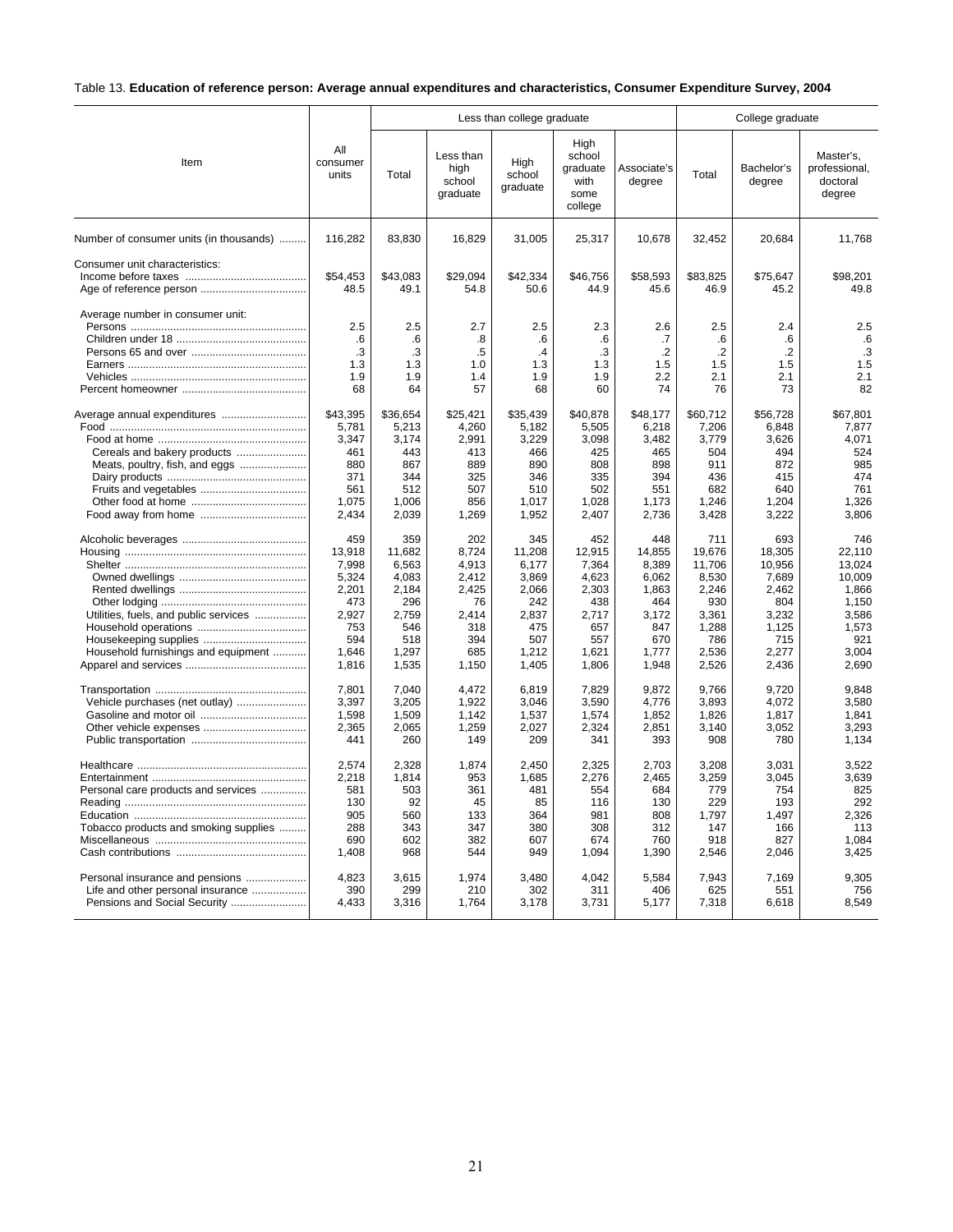Table 13. **Education of reference person: Average annual expenditures and characteristics, Consumer Expenditure Survey, 2004**

| Item | All consumer units | Less than college graduate | | | | | College graduate | | |
|---|---|---|---|---|---|---|---|---|---|
| | | Total | Less than high school graduate | High school graduate | High school graduate with some college | Associate's degree | Total | Bachelor's degree | Master's, professional, doctoral degree |
| Number of consumer units (in thousands) | 116,282 | 83,830 | 16,829 | 31,005 | 25,317 | 10,678 | 32,452 | 20,684 | 11,768 |
| Consumer unit characteristics: | | | | | | | | | |
| Income before taxes | $54,453 | $43,083 | $29,094 | $42,334 | $46,756 | $58,593 | $83,825 | $75,647 | $98,201 |
| Age of reference person | 48.5 | 49.1 | 54.8 | 50.6 | 44.9 | 45.6 | 46.9 | 45.2 | 49.8 |
| Average number in consumer unit: | | | | | | | | | |
| Persons | 2.5 | 2.5 | 2.7 | 2.5 | 2.3 | 2.6 | 2.5 | 2.4 | 2.5 |
| Children under 18 | .6 | .6 | .8 | .6 | .6 | .7 | .6 | .6 | .6 |
| Persons 65 and over | .3 | .3 | .5 | .4 | .3 | .2 | .2 | .2 | .3 |
| Earners | 1.3 | 1.3 | 1.0 | 1.3 | 1.3 | 1.5 | 1.5 | 1.5 | 1.5 |
| Vehicles | 1.9 | 1.9 | 1.4 | 1.9 | 1.9 | 2.2 | 2.1 | 2.1 | 2.1 |
| Percent homeowner | 68 | 64 | 57 | 68 | 60 | 74 | 76 | 73 | 82 |
| Average annual expenditures | $43,395 | $36,654 | $25,421 | $35,439 | $40,878 | $48,177 | $60,712 | $56,728 | $67,801 |
| Food | 5,781 | 5,213 | 4,260 | 5,182 | 5,505 | 6,218 | 7,206 | 6,848 | 7,877 |
| Food at home | 3,347 | 3,174 | 2,991 | 3,229 | 3,098 | 3,482 | 3,779 | 3,626 | 4,071 |
| Cereals and bakery products | 461 | 443 | 413 | 466 | 425 | 465 | 504 | 494 | 524 |
| Meats, poultry, fish, and eggs | 880 | 867 | 889 | 890 | 808 | 898 | 911 | 872 | 985 |
| Dairy products | 371 | 344 | 325 | 346 | 335 | 394 | 436 | 415 | 474 |
| Fruits and vegetables | 561 | 512 | 507 | 510 | 502 | 551 | 682 | 640 | 761 |
| Other food at home | 1,075 | 1,006 | 856 | 1,017 | 1,028 | 1,173 | 1,246 | 1,204 | 1,326 |
| Food away from home | 2,434 | 2,039 | 1,269 | 1,952 | 2,407 | 2,736 | 3,428 | 3,222 | 3,806 |
| Alcoholic beverages | 459 | 359 | 202 | 345 | 452 | 448 | 711 | 693 | 746 |
| Housing | 13,918 | 11,682 | 8,724 | 11,208 | 12,915 | 14,855 | 19,676 | 18,305 | 22,110 |
| Shelter | 7,998 | 6,563 | 4,913 | 6,177 | 7,364 | 8,389 | 11,706 | 10,956 | 13,024 |
| Owned dwellings | 5,324 | 4,083 | 2,412 | 3,869 | 4,623 | 6,062 | 8,530 | 7,689 | 10,009 |
| Rented dwellings | 2,201 | 2,184 | 2,425 | 2,066 | 2,303 | 1,863 | 2,246 | 2,462 | 1,866 |
| Other lodging | 473 | 296 | 76 | 242 | 438 | 464 | 930 | 804 | 1,150 |
| Utilities, fuels, and public services | 2,927 | 2,759 | 2,414 | 2,837 | 2,717 | 3,172 | 3,361 | 3,232 | 3,586 |
| Household operations | 753 | 546 | 318 | 475 | 657 | 847 | 1,288 | 1,125 | 1,573 |
| Housekeeping supplies | 594 | 518 | 394 | 507 | 557 | 670 | 786 | 715 | 921 |
| Household furnishings and equipment | 1,646 | 1,297 | 685 | 1,212 | 1,621 | 1,777 | 2,536 | 2,277 | 3,004 |
| Apparel and services | 1,816 | 1,535 | 1,150 | 1,405 | 1,806 | 1,948 | 2,526 | 2,436 | 2,690 |
| Transportation | 7,801 | 7,040 | 4,472 | 6,819 | 7,829 | 9,872 | 9,766 | 9,720 | 9,848 |
| Vehicle purchases (net outlay) | 3,397 | 3,205 | 1,922 | 3,046 | 3,590 | 4,776 | 3,893 | 4,072 | 3,580 |
| Gasoline and motor oil | 1,598 | 1,509 | 1,142 | 1,537 | 1,574 | 1,852 | 1,826 | 1,817 | 1,841 |
| Other vehicle expenses | 2,365 | 2,065 | 1,259 | 2,027 | 2,324 | 2,851 | 3,140 | 3,052 | 3,293 |
| Public transportation | 441 | 260 | 149 | 209 | 341 | 393 | 908 | 780 | 1,134 |
| Healthcare | 2,574 | 2,328 | 1,874 | 2,450 | 2,325 | 2,703 | 3,208 | 3,031 | 3,522 |
| Entertainment | 2,218 | 1,814 | 953 | 1,685 | 2,276 | 2,465 | 3,259 | 3,045 | 3,639 |
| Personal care products and services | 581 | 503 | 361 | 481 | 554 | 684 | 779 | 754 | 825 |
| Reading | 130 | 92 | 45 | 85 | 116 | 130 | 229 | 193 | 292 |
| Education | 905 | 560 | 133 | 364 | 981 | 808 | 1,797 | 1,497 | 2,326 |
| Tobacco products and smoking supplies | 288 | 343 | 347 | 380 | 308 | 312 | 147 | 166 | 113 |
| Miscellaneous | 690 | 602 | 382 | 607 | 674 | 760 | 918 | 827 | 1,084 |
| Cash contributions | 1,408 | 968 | 544 | 949 | 1,094 | 1,390 | 2,546 | 2,046 | 3,425 |
| Personal insurance and pensions | 4,823 | 3,615 | 1,974 | 3,480 | 4,042 | 5,584 | 7,943 | 7,169 | 9,305 |
| Life and other personal insurance | 390 | 299 | 210 | 302 | 311 | 406 | 625 | 551 | 756 |
| Pensions and Social Security | 4,433 | 3,316 | 1,764 | 3,178 | 3,731 | 5,177 | 7,318 | 6,618 | 8,549 |